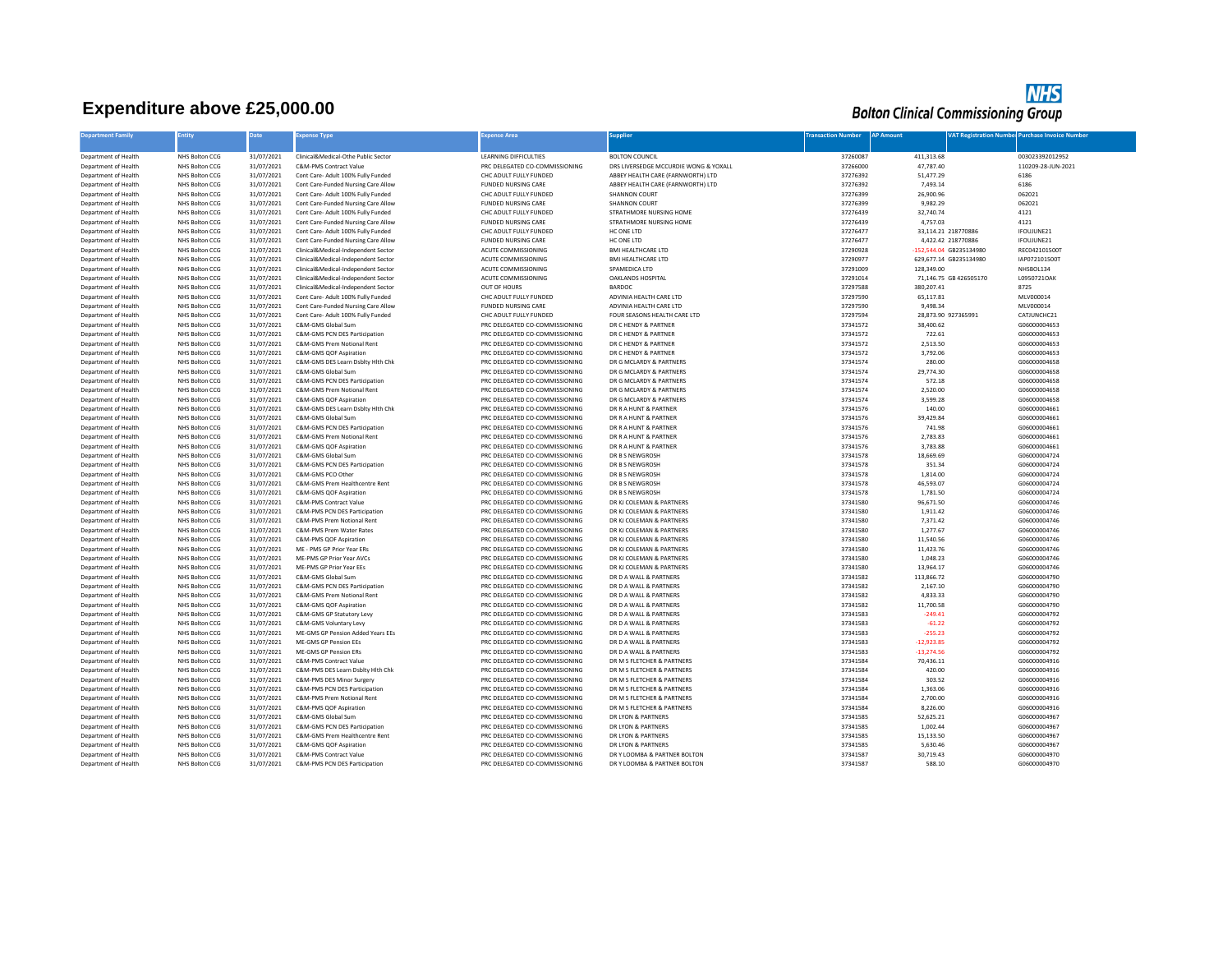# Expenditure above £25,000.00

**Bolton Clinical Commissioning Group**

| Department Family | Entity | Date | Expense Type | Expense Area | Supplier | Transaction Number | AP Amount | VAT Registration Number | Purchase Invoice Number |
|---|---|---|---|---|---|---|---|---|---|
| Department of Health | NHS Bolton CCG | 31/07/2021 | Clinical&Medical-Othe Public Sector | LEARNING DIFFICULTIES | BOLTON COUNCIL | 37260087 | 411,313.68 | | 003023392012952 |
| Department of Health | NHS Bolton CCG | 31/07/2021 | C&M-PMS Contract Value | PRC DELEGATED CO-COMMISSIONING | DRS LIVERSEDGE MCCURDIE WONG & YOXALL | 37266000 | 47,787.40 | | 110209-28-JUN-2021 |
| Department of Health | NHS Bolton CCG | 31/07/2021 | Cont Care- Adult 100% Fully Funded | CHC ADULT FULLY FUNDED | ABBEY HEALTH CARE (FARNWORTH) LTD | 37276392 | 51,477.29 | | 6186 |
| Department of Health | NHS Bolton CCG | 31/07/2021 | Cont Care-Funded Nursing Care Allow | FUNDED NURSING CARE | ABBEY HEALTH CARE (FARNWORTH) LTD | 37276392 | 7,493.14 | | 6186 |
| Department of Health | NHS Bolton CCG | 31/07/2021 | Cont Care- Adult 100% Fully Funded | CHC ADULT FULLY FUNDED | SHANNON COURT | 37276399 | 26,900.96 | | 062021 |
| Department of Health | NHS Bolton CCG | 31/07/2021 | Cont Care-Funded Nursing Care Allow | FUNDED NURSING CARE | SHANNON COURT | 37276399 | 9,982.29 | | 062021 |
| Department of Health | NHS Bolton CCG | 31/07/2021 | Cont Care- Adult 100% Fully Funded | CHC ADULT FULLY FUNDED | STRATHMORE NURSING HOME | 37276439 | 32,740.74 | | 4121 |
| Department of Health | NHS Bolton CCG | 31/07/2021 | Cont Care-Funded Nursing Care Allow | FUNDED NURSING CARE | STRATHMORE NURSING HOME | 37276439 | 4,757.03 | | 4121 |
| Department of Health | NHS Bolton CCG | 31/07/2021 | Cont Care- Adult 100% Fully Funded | CHC ADULT FULLY FUNDED | HC ONE LTD | 37276477 | 33,114.21 | 218770886 | IFOUJUNE21 |
| Department of Health | NHS Bolton CCG | 31/07/2021 | Cont Care-Funded Nursing Care Allow | FUNDED NURSING CARE | HC ONE LTD | 37276477 | 4,422.42 | 218770886 | IFOUJUNE21 |
| Department of Health | NHS Bolton CCG | 31/07/2021 | Clinical&Medical-Independent Sector | ACUTE COMMISSIONING | BMI HEALTHCARE LTD | 37290928 | -152,544.04 | GB235134980 | REC042101500T |
| Department of Health | NHS Bolton CCG | 31/07/2021 | Clinical&Medical-Independent Sector | ACUTE COMMISSIONING | BMI HEALTHCARE LTD | 37290977 | 629,677.14 | GB235134980 | IAP072101500T |
| Department of Health | NHS Bolton CCG | 31/07/2021 | Clinical&Medical-Independent Sector | ACUTE COMMISSIONING | SPAMEDICA LTD | 37291009 | 128,349.00 | | NHSBOL134 |
| Department of Health | NHS Bolton CCG | 31/07/2021 | Clinical&Medical-Independent Sector | ACUTE COMMISSIONING | OAKLANDS HOSPITAL | 37291014 | 71,146.75 | GB 426505170 | L0950721OAK |
| Department of Health | NHS Bolton CCG | 31/07/2021 | Clinical&Medical-Independent Sector | OUT OF HOURS | BARDOC | 37297588 | 380,207.41 | | 8725 |
| Department of Health | NHS Bolton CCG | 31/07/2021 | Cont Care- Adult 100% Fully Funded | CHC ADULT FULLY FUNDED | ADVINIA HEALTH CARE LTD | 37297590 | 65,117.81 | | MLV000014 |
| Department of Health | NHS Bolton CCG | 31/07/2021 | Cont Care-Funded Nursing Care Allow | FUNDED NURSING CARE | ADVINIA HEALTH CARE LTD | 37297590 | 9,498.34 | | MLV000014 |
| Department of Health | NHS Bolton CCG | 31/07/2021 | Cont Care- Adult 100% Fully Funded | CHC ADULT FULLY FUNDED | FOUR SEASONS HEALTH CARE LTD | 37297594 | 28,873.90 | 927365991 | CATJUNCHC21 |
| Department of Health | NHS Bolton CCG | 31/07/2021 | C&M-GMS Global Sum | PRC DELEGATED CO-COMMISSIONING | DR C HENDY & PARTNER | 37341572 | 38,400.62 | | G06000004653 |
| Department of Health | NHS Bolton CCG | 31/07/2021 | C&M-GMS PCN DES Participation | PRC DELEGATED CO-COMMISSIONING | DR C HENDY & PARTNER | 37341572 | 722.61 | | G06000004653 |
| Department of Health | NHS Bolton CCG | 31/07/2021 | C&M-GMS Prem Notional Rent | PRC DELEGATED CO-COMMISSIONING | DR C HENDY & PARTNER | 37341572 | 2,513.50 | | G06000004653 |
| Department of Health | NHS Bolton CCG | 31/07/2021 | C&M-GMS QOF Aspiration | PRC DELEGATED CO-COMMISSIONING | DR C HENDY & PARTNER | 37341572 | 3,792.06 | | G06000004653 |
| Department of Health | NHS Bolton CCG | 31/07/2021 | C&M-GMS DES Learn Dsblty Hlth Chk | PRC DELEGATED CO-COMMISSIONING | DR G MCLARDY & PARTNERS | 37341574 | 280.00 | | G06000004658 |
| Department of Health | NHS Bolton CCG | 31/07/2021 | C&M-GMS Global Sum | PRC DELEGATED CO-COMMISSIONING | DR G MCLARDY & PARTNERS | 37341574 | 29,774.30 | | G06000004658 |
| Department of Health | NHS Bolton CCG | 31/07/2021 | C&M-GMS PCN DES Participation | PRC DELEGATED CO-COMMISSIONING | DR G MCLARDY & PARTNERS | 37341574 | 572.18 | | G06000004658 |
| Department of Health | NHS Bolton CCG | 31/07/2021 | C&M-GMS Prem Notional Rent | PRC DELEGATED CO-COMMISSIONING | DR G MCLARDY & PARTNERS | 37341574 | 2,520.00 | | G06000004658 |
| Department of Health | NHS Bolton CCG | 31/07/2021 | C&M-GMS QOF Aspiration | PRC DELEGATED CO-COMMISSIONING | DR G MCLARDY & PARTNERS | 37341574 | 3,599.28 | | G06000004658 |
| Department of Health | NHS Bolton CCG | 31/07/2021 | C&M-GMS DES Learn Dsblty Hlth Chk | PRC DELEGATED CO-COMMISSIONING | DR R A HUNT & PARTNER | 37341576 | 140.00 | | G06000004661 |
| Department of Health | NHS Bolton CCG | 31/07/2021 | C&M-GMS Global Sum | PRC DELEGATED CO-COMMISSIONING | DR R A HUNT & PARTNER | 37341576 | 39,429.84 | | G06000004661 |
| Department of Health | NHS Bolton CCG | 31/07/2021 | C&M-GMS PCN DES Participation | PRC DELEGATED CO-COMMISSIONING | DR R A HUNT & PARTNER | 37341576 | 741.98 | | G06000004661 |
| Department of Health | NHS Bolton CCG | 31/07/2021 | C&M-GMS Prem Notional Rent | PRC DELEGATED CO-COMMISSIONING | DR R A HUNT & PARTNER | 37341576 | 2,783.83 | | G06000004661 |
| Department of Health | NHS Bolton CCG | 31/07/2021 | C&M-GMS QOF Aspiration | PRC DELEGATED CO-COMMISSIONING | DR R A HUNT & PARTNER | 37341576 | 3,783.88 | | G06000004661 |
| Department of Health | NHS Bolton CCG | 31/07/2021 | C&M-GMS Global Sum | PRC DELEGATED CO-COMMISSIONING | DR B S NEWGROSH | 37341578 | 18,669.69 | | G06000004724 |
| Department of Health | NHS Bolton CCG | 31/07/2021 | C&M-GMS PCN DES Participation | PRC DELEGATED CO-COMMISSIONING | DR B S NEWGROSH | 37341578 | 351.34 | | G06000004724 |
| Department of Health | NHS Bolton CCG | 31/07/2021 | C&M-GMS PCO Other | PRC DELEGATED CO-COMMISSIONING | DR B S NEWGROSH | 37341578 | 1,814.00 | | G06000004724 |
| Department of Health | NHS Bolton CCG | 31/07/2021 | C&M-GMS Prem Healthcentre Rent | PRC DELEGATED CO-COMMISSIONING | DR B S NEWGROSH | 37341578 | 46,593.07 | | G06000004724 |
| Department of Health | NHS Bolton CCG | 31/07/2021 | C&M-GMS QOF Aspiration | PRC DELEGATED CO-COMMISSIONING | DR B S NEWGROSH | 37341578 | 1,781.50 | | G06000004724 |
| Department of Health | NHS Bolton CCG | 31/07/2021 | C&M-PMS Contract Value | PRC DELEGATED CO-COMMISSIONING | DR KJ COLEMAN & PARTNERS | 37341580 | 96,671.50 | | G06000004746 |
| Department of Health | NHS Bolton CCG | 31/07/2021 | C&M-PMS PCN DES Participation | PRC DELEGATED CO-COMMISSIONING | DR KJ COLEMAN & PARTNERS | 37341580 | 1,911.42 | | G06000004746 |
| Department of Health | NHS Bolton CCG | 31/07/2021 | C&M-PMS Prem Notional Rent | PRC DELEGATED CO-COMMISSIONING | DR KJ COLEMAN & PARTNERS | 37341580 | 7,371.42 | | G06000004746 |
| Department of Health | NHS Bolton CCG | 31/07/2021 | C&M-PMS Prem Water Rates | PRC DELEGATED CO-COMMISSIONING | DR KJ COLEMAN & PARTNERS | 37341580 | 1,277.67 | | G06000004746 |
| Department of Health | NHS Bolton CCG | 31/07/2021 | C&M-PMS QOF Aspiration | PRC DELEGATED CO-COMMISSIONING | DR KJ COLEMAN & PARTNERS | 37341580 | 11,540.56 | | G06000004746 |
| Department of Health | NHS Bolton CCG | 31/07/2021 | ME - PMS GP Prior Year ERs | PRC DELEGATED CO-COMMISSIONING | DR KJ COLEMAN & PARTNERS | 37341580 | 11,423.76 | | G06000004746 |
| Department of Health | NHS Bolton CCG | 31/07/2021 | ME-PMS GP Prior Year AVCs | PRC DELEGATED CO-COMMISSIONING | DR KJ COLEMAN & PARTNERS | 37341580 | 1,048.23 | | G06000004746 |
| Department of Health | NHS Bolton CCG | 31/07/2021 | ME-PMS GP Prior Year EEs | PRC DELEGATED CO-COMMISSIONING | DR KJ COLEMAN & PARTNERS | 37341580 | 13,964.17 | | G06000004746 |
| Department of Health | NHS Bolton CCG | 31/07/2021 | C&M-GMS Global Sum | PRC DELEGATED CO-COMMISSIONING | DR D A WALL & PARTNERS | 37341582 | 113,866.72 | | G06000004790 |
| Department of Health | NHS Bolton CCG | 31/07/2021 | C&M-GMS PCN DES Participation | PRC DELEGATED CO-COMMISSIONING | DR D A WALL & PARTNERS | 37341582 | 2,167.10 | | G06000004790 |
| Department of Health | NHS Bolton CCG | 31/07/2021 | C&M-GMS Prem Notional Rent | PRC DELEGATED CO-COMMISSIONING | DR D A WALL & PARTNERS | 37341582 | 4,833.33 | | G06000004790 |
| Department of Health | NHS Bolton CCG | 31/07/2021 | C&M-GMS QOF Aspiration | PRC DELEGATED CO-COMMISSIONING | DR D A WALL & PARTNERS | 37341582 | 11,700.58 | | G06000004790 |
| Department of Health | NHS Bolton CCG | 31/07/2021 | C&M-GMS GP Statutory Levy | PRC DELEGATED CO-COMMISSIONING | DR D A WALL & PARTNERS | 37341583 | -249.41 | | G06000004792 |
| Department of Health | NHS Bolton CCG | 31/07/2021 | C&M-GMS Voluntary Levy | PRC DELEGATED CO-COMMISSIONING | DR D A WALL & PARTNERS | 37341583 | -61.22 | | G06000004792 |
| Department of Health | NHS Bolton CCG | 31/07/2021 | ME-GMS GP Pension Added Years EEs | PRC DELEGATED CO-COMMISSIONING | DR D A WALL & PARTNERS | 37341583 | -255.23 | | G06000004792 |
| Department of Health | NHS Bolton CCG | 31/07/2021 | ME-GMS GP Pension EEs | PRC DELEGATED CO-COMMISSIONING | DR D A WALL & PARTNERS | 37341583 | -12,923.85 | | G06000004792 |
| Department of Health | NHS Bolton CCG | 31/07/2021 | ME-GMS GP Pension ERs | PRC DELEGATED CO-COMMISSIONING | DR D A WALL & PARTNERS | 37341583 | -13,274.56 | | G06000004792 |
| Department of Health | NHS Bolton CCG | 31/07/2021 | C&M-PMS Contract Value | PRC DELEGATED CO-COMMISSIONING | DR M S FLETCHER & PARTNERS | 37341584 | 70,436.11 | | G06000004916 |
| Department of Health | NHS Bolton CCG | 31/07/2021 | C&M-PMS DES Learn Dsblty Hlth Chk | PRC DELEGATED CO-COMMISSIONING | DR M S FLETCHER & PARTNERS | 37341584 | 420.00 | | G06000004916 |
| Department of Health | NHS Bolton CCG | 31/07/2021 | C&M-PMS DES Minor Surgery | PRC DELEGATED CO-COMMISSIONING | DR M S FLETCHER & PARTNERS | 37341584 | 303.52 | | G06000004916 |
| Department of Health | NHS Bolton CCG | 31/07/2021 | C&M-PMS PCN DES Participation | PRC DELEGATED CO-COMMISSIONING | DR M S FLETCHER & PARTNERS | 37341584 | 1,363.06 | | G06000004916 |
| Department of Health | NHS Bolton CCG | 31/07/2021 | C&M-PMS Prem Notional Rent | PRC DELEGATED CO-COMMISSIONING | DR M S FLETCHER & PARTNERS | 37341584 | 2,700.00 | | G06000004916 |
| Department of Health | NHS Bolton CCG | 31/07/2021 | C&M-PMS QOF Aspiration | PRC DELEGATED CO-COMMISSIONING | DR M S FLETCHER & PARTNERS | 37341584 | 8,226.00 | | G06000004916 |
| Department of Health | NHS Bolton CCG | 31/07/2021 | C&M-GMS Global Sum | PRC DELEGATED CO-COMMISSIONING | DR LYON & PARTNERS | 37341585 | 52,625.21 | | G06000004967 |
| Department of Health | NHS Bolton CCG | 31/07/2021 | C&M-GMS PCN DES Participation | PRC DELEGATED CO-COMMISSIONING | DR LYON & PARTNERS | 37341585 | 1,002.44 | | G06000004967 |
| Department of Health | NHS Bolton CCG | 31/07/2021 | C&M-GMS Prem Healthcentre Rent | PRC DELEGATED CO-COMMISSIONING | DR LYON & PARTNERS | 37341585 | 15,133.50 | | G06000004967 |
| Department of Health | NHS Bolton CCG | 31/07/2021 | C&M-GMS QOF Aspiration | PRC DELEGATED CO-COMMISSIONING | DR LYON & PARTNERS | 37341585 | 5,630.46 | | G06000004967 |
| Department of Health | NHS Bolton CCG | 31/07/2021 | C&M-PMS Contract Value | PRC DELEGATED CO-COMMISSIONING | DR Y LOOMBA & PARTNER BOLTON | 37341587 | 30,719.43 | | G06000004970 |
| Department of Health | NHS Bolton CCG | 31/07/2021 | C&M-PMS PCN DES Participation | PRC DELEGATED CO-COMMISSIONING | DR Y LOOMBA & PARTNER BOLTON | 37341587 | 588.10 | | G06000004970 |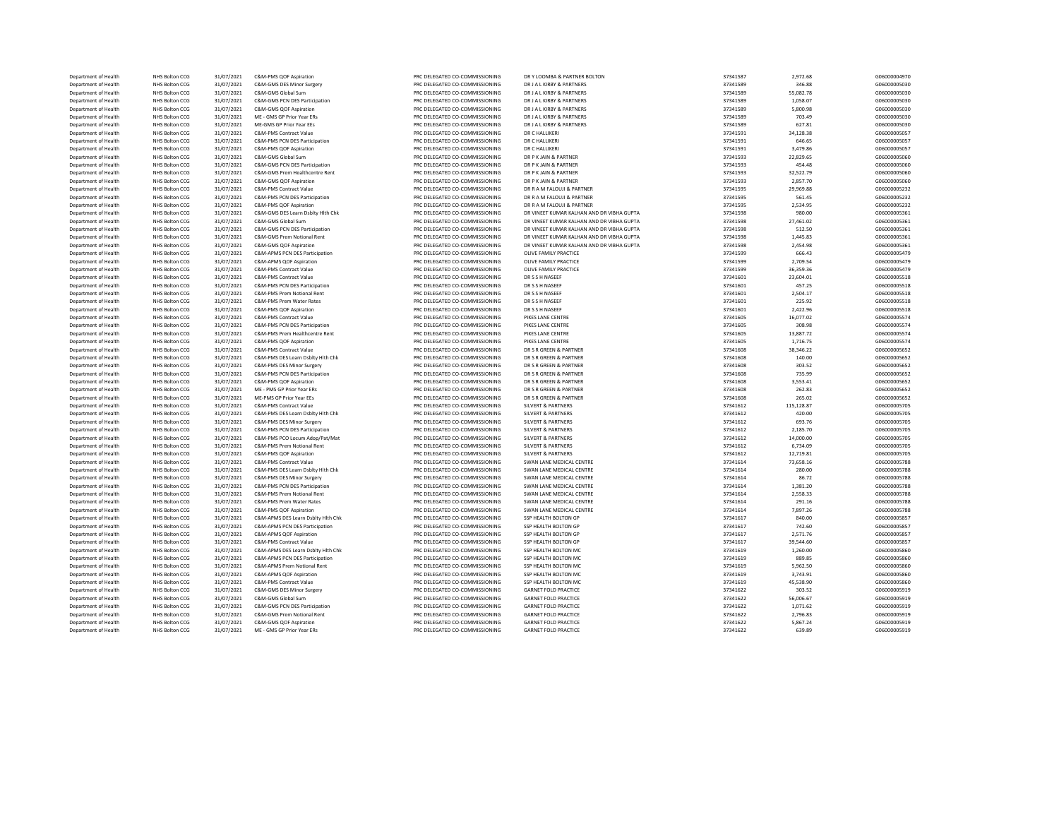| | | | | | | | | |
|---|---|---|---|---|---|---|---|---|
| Department of Health | NHS Bolton CCG | 31/07/2021 | C&M-PMS QOF Aspiration | PRC DELEGATED CO-COMMISSIONING | DR Y LOOMBA & PARTNER BOLTON | 37341587 | 2,972.68 | G06000004970 |
| Department of Health | NHS Bolton CCG | 31/07/2021 | C&M-GMS DES Minor Surgery | PRC DELEGATED CO-COMMISSIONING | DR J A L KIRBY & PARTNERS | 37341589 | 346.88 | G06000005030 |
| Department of Health | NHS Bolton CCG | 31/07/2021 | C&M-GMS Global Sum | PRC DELEGATED CO-COMMISSIONING | DR J A L KIRBY & PARTNERS | 37341589 | 55,082.78 | G06000005030 |
| Department of Health | NHS Bolton CCG | 31/07/2021 | C&M-GMS PCN DES Participation | PRC DELEGATED CO-COMMISSIONING | DR J A L KIRBY & PARTNERS | 37341589 | 1,058.07 | G06000005030 |
| Department of Health | NHS Bolton CCG | 31/07/2021 | C&M-GMS QOF Aspiration | PRC DELEGATED CO-COMMISSIONING | DR J A L KIRBY & PARTNERS | 37341589 | 5,800.98 | G06000005030 |
| Department of Health | NHS Bolton CCG | 31/07/2021 | ME - GMS GP Prior Year ERs | PRC DELEGATED CO-COMMISSIONING | DR J A L KIRBY & PARTNERS | 37341589 | 703.49 | G06000005030 |
| Department of Health | NHS Bolton CCG | 31/07/2021 | ME-GMS GP Prior Year EEs | PRC DELEGATED CO-COMMISSIONING | DR J A L KIRBY & PARTNERS | 37341589 | 627.81 | G06000005030 |
| Department of Health | NHS Bolton CCG | 31/07/2021 | C&M-PMS Contract Value | PRC DELEGATED CO-COMMISSIONING | DR C HALLIKERI | 37341591 | 34,128.38 | G06000005057 |
| Department of Health | NHS Bolton CCG | 31/07/2021 | C&M-PMS PCN DES Participation | PRC DELEGATED CO-COMMISSIONING | DR C HALLIKERI | 37341591 | 646.65 | G06000005057 |
| Department of Health | NHS Bolton CCG | 31/07/2021 | C&M-PMS QOF Aspiration | PRC DELEGATED CO-COMMISSIONING | DR C HALLIKERI | 37341591 | 3,479.86 | G06000005057 |
| Department of Health | NHS Bolton CCG | 31/07/2021 | C&M-GMS Global Sum | PRC DELEGATED CO-COMMISSIONING | DR P K JAIN & PARTNER | 37341593 | 22,829.65 | G06000005060 |
| Department of Health | NHS Bolton CCG | 31/07/2021 | C&M-GMS PCN DES Participation | PRC DELEGATED CO-COMMISSIONING | DR P K JAIN & PARTNER | 37341593 | 454.48 | G06000005060 |
| Department of Health | NHS Bolton CCG | 31/07/2021 | C&M-GMS Prem Healthcentre Rent | PRC DELEGATED CO-COMMISSIONING | DR P K JAIN & PARTNER | 37341593 | 32,522.79 | G06000005060 |
| Department of Health | NHS Bolton CCG | 31/07/2021 | C&M-GMS QOF Aspiration | PRC DELEGATED CO-COMMISSIONING | DR P K JAIN & PARTNER | 37341593 | 2,857.70 | G06000005060 |
| Department of Health | NHS Bolton CCG | 31/07/2021 | C&M-PMS Contract Value | PRC DELEGATED CO-COMMISSIONING | DR R A M FALOUJI & PARTNER | 37341595 | 29,969.88 | G06000005232 |
| Department of Health | NHS Bolton CCG | 31/07/2021 | C&M-PMS PCN DES Participation | PRC DELEGATED CO-COMMISSIONING | DR R A M FALOUJI & PARTNER | 37341595 | 561.45 | G06000005232 |
| Department of Health | NHS Bolton CCG | 31/07/2021 | C&M-PMS QOF Aspiration | PRC DELEGATED CO-COMMISSIONING | DR R A M FALOUJI & PARTNER | 37341595 | 2,534.95 | G06000005232 |
| Department of Health | NHS Bolton CCG | 31/07/2021 | C&M-GMS DES Learn Dsblty Hlth Chk | PRC DELEGATED CO-COMMISSIONING | DR VINEET KUMAR KALHAN AND DR VIBHA GUPTA | 37341598 | 980.00 | G06000005361 |
| Department of Health | NHS Bolton CCG | 31/07/2021 | C&M-GMS Global Sum | PRC DELEGATED CO-COMMISSIONING | DR VINEET KUMAR KALHAN AND DR VIBHA GUPTA | 37341598 | 27,461.02 | G06000005361 |
| Department of Health | NHS Bolton CCG | 31/07/2021 | C&M-GMS PCN DES Participation | PRC DELEGATED CO-COMMISSIONING | DR VINEET KUMAR KALHAN AND DR VIBHA GUPTA | 37341598 | 512.50 | G06000005361 |
| Department of Health | NHS Bolton CCG | 31/07/2021 | C&M-GMS Prem Notional Rent | PRC DELEGATED CO-COMMISSIONING | DR VINEET KUMAR KALHAN AND DR VIBHA GUPTA | 37341598 | 1,445.83 | G06000005361 |
| Department of Health | NHS Bolton CCG | 31/07/2021 | C&M-GMS QOF Aspiration | PRC DELEGATED CO-COMMISSIONING | DR VINEET KUMAR KALHAN AND DR VIBHA GUPTA | 37341598 | 2,454.98 | G06000005361 |
| Department of Health | NHS Bolton CCG | 31/07/2021 | C&M-APMS PCN DES Participation | PRC DELEGATED CO-COMMISSIONING | OLIVE FAMILY PRACTICE | 37341599 | 666.43 | G06000005479 |
| Department of Health | NHS Bolton CCG | 31/07/2021 | C&M-APMS QOF Aspiration | PRC DELEGATED CO-COMMISSIONING | OLIVE FAMILY PRACTICE | 37341599 | 2,709.54 | G06000005479 |
| Department of Health | NHS Bolton CCG | 31/07/2021 | C&M-PMS Contract Value | PRC DELEGATED CO-COMMISSIONING | OLIVE FAMILY PRACTICE | 37341599 | 36,359.36 | G06000005479 |
| Department of Health | NHS Bolton CCG | 31/07/2021 | C&M-PMS Contract Value | PRC DELEGATED CO-COMMISSIONING | DR S S H NASEEF | 37341601 | 23,604.01 | G06000005518 |
| Department of Health | NHS Bolton CCG | 31/07/2021 | C&M-PMS PCN DES Participation | PRC DELEGATED CO-COMMISSIONING | DR S S H NASEEF | 37341601 | 457.25 | G06000005518 |
| Department of Health | NHS Bolton CCG | 31/07/2021 | C&M-PMS Prem Notional Rent | PRC DELEGATED CO-COMMISSIONING | DR S S H NASEEF | 37341601 | 2,504.17 | G06000005518 |
| Department of Health | NHS Bolton CCG | 31/07/2021 | C&M-PMS Prem Water Rates | PRC DELEGATED CO-COMMISSIONING | DR S S H NASEEF | 37341601 | 225.92 | G06000005518 |
| Department of Health | NHS Bolton CCG | 31/07/2021 | C&M-PMS QOF Aspiration | PRC DELEGATED CO-COMMISSIONING | DR S S H NASEEF | 37341601 | 2,422.96 | G06000005518 |
| Department of Health | NHS Bolton CCG | 31/07/2021 | C&M-PMS Contract Value | PRC DELEGATED CO-COMMISSIONING | PIKES LANE CENTRE | 37341605 | 16,077.02 | G06000005574 |
| Department of Health | NHS Bolton CCG | 31/07/2021 | C&M-PMS PCN DES Participation | PRC DELEGATED CO-COMMISSIONING | PIKES LANE CENTRE | 37341605 | 308.98 | G06000005574 |
| Department of Health | NHS Bolton CCG | 31/07/2021 | C&M-PMS Prem Healthcentre Rent | PRC DELEGATED CO-COMMISSIONING | PIKES LANE CENTRE | 37341605 | 13,887.72 | G06000005574 |
| Department of Health | NHS Bolton CCG | 31/07/2021 | C&M-PMS QOF Aspiration | PRC DELEGATED CO-COMMISSIONING | PIKES LANE CENTRE | 37341605 | 1,716.75 | G06000005574 |
| Department of Health | NHS Bolton CCG | 31/07/2021 | C&M-PMS Contract Value | PRC DELEGATED CO-COMMISSIONING | DR S R GREEN & PARTNER | 37341608 | 38,346.22 | G06000005652 |
| Department of Health | NHS Bolton CCG | 31/07/2021 | C&M-PMS DES Learn Dsblty Hlth Chk | PRC DELEGATED CO-COMMISSIONING | DR S R GREEN & PARTNER | 37341608 | 140.00 | G06000005652 |
| Department of Health | NHS Bolton CCG | 31/07/2021 | C&M-PMS DES Minor Surgery | PRC DELEGATED CO-COMMISSIONING | DR S R GREEN & PARTNER | 37341608 | 303.52 | G06000005652 |
| Department of Health | NHS Bolton CCG | 31/07/2021 | C&M-PMS PCN DES Participation | PRC DELEGATED CO-COMMISSIONING | DR S R GREEN & PARTNER | 37341608 | 735.99 | G06000005652 |
| Department of Health | NHS Bolton CCG | 31/07/2021 | C&M-PMS QOF Aspiration | PRC DELEGATED CO-COMMISSIONING | DR S R GREEN & PARTNER | 37341608 | 3,553.41 | G06000005652 |
| Department of Health | NHS Bolton CCG | 31/07/2021 | ME - PMS GP Prior Year ERs | PRC DELEGATED CO-COMMISSIONING | DR S R GREEN & PARTNER | 37341608 | 262.83 | G06000005652 |
| Department of Health | NHS Bolton CCG | 31/07/2021 | ME-PMS GP Prior Year EEs | PRC DELEGATED CO-COMMISSIONING | DR S R GREEN & PARTNER | 37341608 | 265.02 | G06000005652 |
| Department of Health | NHS Bolton CCG | 31/07/2021 | C&M-PMS Contract Value | PRC DELEGATED CO-COMMISSIONING | SILVERT & PARTNERS | 37341612 | 115,128.87 | G06000005705 |
| Department of Health | NHS Bolton CCG | 31/07/2021 | C&M-PMS DES Learn Dsblty Hlth Chk | PRC DELEGATED CO-COMMISSIONING | SILVERT & PARTNERS | 37341612 | 420.00 | G06000005705 |
| Department of Health | NHS Bolton CCG | 31/07/2021 | C&M-PMS DES Minor Surgery | PRC DELEGATED CO-COMMISSIONING | SILVERT & PARTNERS | 37341612 | 693.76 | G06000005705 |
| Department of Health | NHS Bolton CCG | 31/07/2021 | C&M-PMS PCN DES Participation | PRC DELEGATED CO-COMMISSIONING | SILVERT & PARTNERS | 37341612 | 2,185.70 | G06000005705 |
| Department of Health | NHS Bolton CCG | 31/07/2021 | C&M-PMS PCO Locum Adop/Pat/Mat | PRC DELEGATED CO-COMMISSIONING | SILVERT & PARTNERS | 37341612 | 14,000.00 | G06000005705 |
| Department of Health | NHS Bolton CCG | 31/07/2021 | C&M-PMS Prem Notional Rent | PRC DELEGATED CO-COMMISSIONING | SILVERT & PARTNERS | 37341612 | 6,734.09 | G06000005705 |
| Department of Health | NHS Bolton CCG | 31/07/2021 | C&M-PMS QOF Aspiration | PRC DELEGATED CO-COMMISSIONING | SILVERT & PARTNERS | 37341612 | 12,719.81 | G06000005705 |
| Department of Health | NHS Bolton CCG | 31/07/2021 | C&M-PMS Contract Value | PRC DELEGATED CO-COMMISSIONING | SWAN LANE MEDICAL CENTRE | 37341614 | 73,658.16 | G06000005788 |
| Department of Health | NHS Bolton CCG | 31/07/2021 | C&M-PMS DES Learn Dsblty Hlth Chk | PRC DELEGATED CO-COMMISSIONING | SWAN LANE MEDICAL CENTRE | 37341614 | 280.00 | G06000005788 |
| Department of Health | NHS Bolton CCG | 31/07/2021 | C&M-PMS DES Minor Surgery | PRC DELEGATED CO-COMMISSIONING | SWAN LANE MEDICAL CENTRE | 37341614 | 86.72 | G06000005788 |
| Department of Health | NHS Bolton CCG | 31/07/2021 | C&M-PMS PCN DES Participation | PRC DELEGATED CO-COMMISSIONING | SWAN LANE MEDICAL CENTRE | 37341614 | 1,381.20 | G06000005788 |
| Department of Health | NHS Bolton CCG | 31/07/2021 | C&M-PMS Prem Notional Rent | PRC DELEGATED CO-COMMISSIONING | SWAN LANE MEDICAL CENTRE | 37341614 | 2,558.33 | G06000005788 |
| Department of Health | NHS Bolton CCG | 31/07/2021 | C&M-PMS Prem Water Rates | PRC DELEGATED CO-COMMISSIONING | SWAN LANE MEDICAL CENTRE | 37341614 | 291.16 | G06000005788 |
| Department of Health | NHS Bolton CCG | 31/07/2021 | C&M-PMS QOF Aspiration | PRC DELEGATED CO-COMMISSIONING | SWAN LANE MEDICAL CENTRE | 37341614 | 7,897.26 | G06000005788 |
| Department of Health | NHS Bolton CCG | 31/07/2021 | C&M-APMS DES Learn Dsblty Hlth Chk | PRC DELEGATED CO-COMMISSIONING | SSP HEALTH BOLTON GP | 37341617 | 840.00 | G06000005857 |
| Department of Health | NHS Bolton CCG | 31/07/2021 | C&M-APMS PCN DES Participation | PRC DELEGATED CO-COMMISSIONING | SSP HEALTH BOLTON GP | 37341617 | 742.60 | G06000005857 |
| Department of Health | NHS Bolton CCG | 31/07/2021 | C&M-APMS QOF Aspiration | PRC DELEGATED CO-COMMISSIONING | SSP HEALTH BOLTON GP | 37341617 | 2,571.76 | G06000005857 |
| Department of Health | NHS Bolton CCG | 31/07/2021 | C&M-PMS Contract Value | PRC DELEGATED CO-COMMISSIONING | SSP HEALTH BOLTON GP | 37341617 | 39,544.60 | G06000005857 |
| Department of Health | NHS Bolton CCG | 31/07/2021 | C&M-APMS DES Learn Dsblty Hlth Chk | PRC DELEGATED CO-COMMISSIONING | SSP HEALTH BOLTON MC | 37341619 | 1,260.00 | G06000005860 |
| Department of Health | NHS Bolton CCG | 31/07/2021 | C&M-APMS PCN DES Participation | PRC DELEGATED CO-COMMISSIONING | SSP HEALTH BOLTON MC | 37341619 | 889.85 | G06000005860 |
| Department of Health | NHS Bolton CCG | 31/07/2021 | C&M-APMS Prem Notional Rent | PRC DELEGATED CO-COMMISSIONING | SSP HEALTH BOLTON MC | 37341619 | 5,962.50 | G06000005860 |
| Department of Health | NHS Bolton CCG | 31/07/2021 | C&M-APMS QOF Aspiration | PRC DELEGATED CO-COMMISSIONING | SSP HEALTH BOLTON MC | 37341619 | 3,743.91 | G06000005860 |
| Department of Health | NHS Bolton CCG | 31/07/2021 | C&M-PMS Contract Value | PRC DELEGATED CO-COMMISSIONING | SSP HEALTH BOLTON MC | 37341619 | 45,538.90 | G06000005860 |
| Department of Health | NHS Bolton CCG | 31/07/2021 | C&M-GMS DES Minor Surgery | PRC DELEGATED CO-COMMISSIONING | GARNET FOLD PRACTICE | 37341622 | 303.52 | G06000005919 |
| Department of Health | NHS Bolton CCG | 31/07/2021 | C&M-GMS Global Sum | PRC DELEGATED CO-COMMISSIONING | GARNET FOLD PRACTICE | 37341622 | 56,006.67 | G06000005919 |
| Department of Health | NHS Bolton CCG | 31/07/2021 | C&M-GMS PCN DES Participation | PRC DELEGATED CO-COMMISSIONING | GARNET FOLD PRACTICE | 37341622 | 1,071.62 | G06000005919 |
| Department of Health | NHS Bolton CCG | 31/07/2021 | C&M-GMS Prem Notional Rent | PRC DELEGATED CO-COMMISSIONING | GARNET FOLD PRACTICE | 37341622 | 2,796.83 | G06000005919 |
| Department of Health | NHS Bolton CCG | 31/07/2021 | C&M-GMS QOF Aspiration | PRC DELEGATED CO-COMMISSIONING | GARNET FOLD PRACTICE | 37341622 | 5,867.24 | G06000005919 |
| Department of Health | NHS Bolton CCG | 31/07/2021 | ME - GMS GP Prior Year ERs | PRC DELEGATED CO-COMMISSIONING | GARNET FOLD PRACTICE | 37341622 | 639.89 | G06000005919 |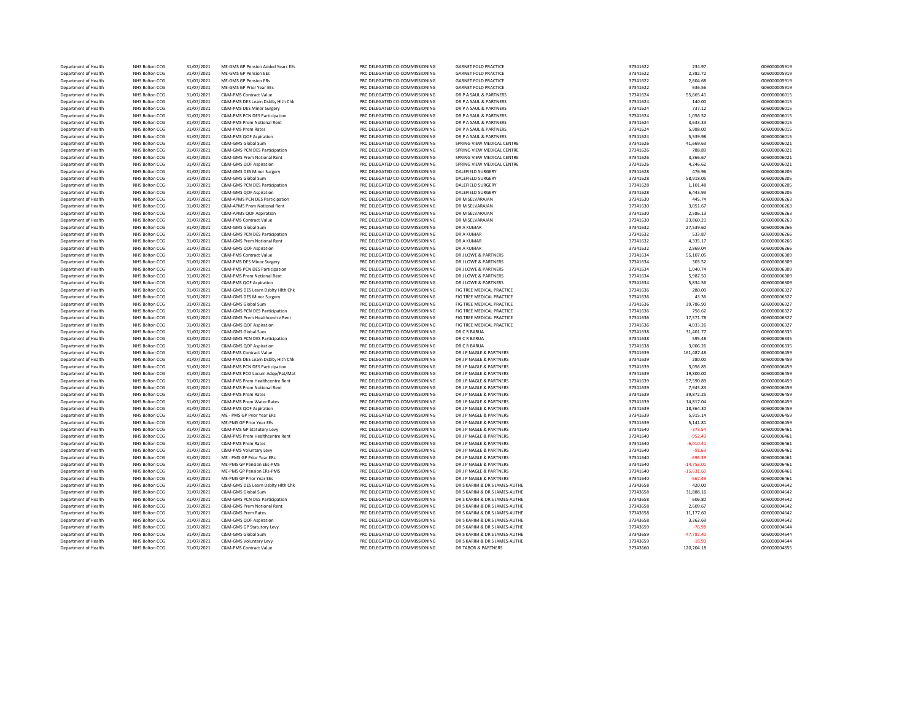| | | | | | | | | |
|---|---|---|---|---|---|---|---|---|
| Department of Health | NHS Bolton CCG | 31/07/2021 | ME-GMS GP Pension Added Years EEs | PRC DELEGATED CO-COMMISSIONING | GARNET FOLD PRACTICE | 37341622 | 234.97 | G06000005919 |
| Department of Health | NHS Bolton CCG | 31/07/2021 | ME-GMS GP Pension EEs | PRC DELEGATED CO-COMMISSIONING | GARNET FOLD PRACTICE | 37341622 | 2,382.72 | G06000005919 |
| Department of Health | NHS Bolton CCG | 31/07/2021 | ME-GMS GP Pension ERs | PRC DELEGATED CO-COMMISSIONING | GARNET FOLD PRACTICE | 37341622 | 2,604.68 | G06000005919 |
| Department of Health | NHS Bolton CCG | 31/07/2021 | ME-GMS GP Prior Year EEs | PRC DELEGATED CO-COMMISSIONING | GARNET FOLD PRACTICE | 37341622 | 636.56 | G06000005919 |
| Department of Health | NHS Bolton CCG | 31/07/2021 | C&M-PMS Contract Value | PRC DELEGATED CO-COMMISSIONING | DR P A SAUL & PARTNERS | 37341624 | 55,665.41 | G06000006015 |
| Department of Health | NHS Bolton CCG | 31/07/2021 | C&M-PMS DES Learn Dsblty Hlth Chk | PRC DELEGATED CO-COMMISSIONING | DR P A SAUL & PARTNERS | 37341624 | 140.00 | G06000006015 |
| Department of Health | NHS Bolton CCG | 31/07/2021 | C&M-PMS DES Minor Surgery | PRC DELEGATED CO-COMMISSIONING | DR P A SAUL & PARTNERS | 37341624 | 737.12 | G06000006015 |
| Department of Health | NHS Bolton CCG | 31/07/2021 | C&M-PMS PCN DES Participation | PRC DELEGATED CO-COMMISSIONING | DR P A SAUL & PARTNERS | 37341624 | 1,056.52 | G06000006015 |
| Department of Health | NHS Bolton CCG | 31/07/2021 | C&M-PMS Prem Notional Rent | PRC DELEGATED CO-COMMISSIONING | DR P A SAUL & PARTNERS | 37341624 | 3,633.33 | G06000006015 |
| Department of Health | NHS Bolton CCG | 31/07/2021 | C&M-PMS Prem Rates | PRC DELEGATED CO-COMMISSIONING | DR P A SAUL & PARTNERS | 37341624 | 5,988.00 | G06000006015 |
| Department of Health | NHS Bolton CCG | 31/07/2021 | C&M-PMS QOF Aspiration | PRC DELEGATED CO-COMMISSIONING | DR P A SAUL & PARTNERS | 37341624 | 5,539.98 | G06000006015 |
| Department of Health | NHS Bolton CCG | 31/07/2021 | C&M-GMS Global Sum | PRC DELEGATED CO-COMMISSIONING | SPRING VIEW MEDICAL CENTRE | 37341626 | 41,669.63 | G06000006021 |
| Department of Health | NHS Bolton CCG | 31/07/2021 | C&M-GMS PCN DES Participation | PRC DELEGATED CO-COMMISSIONING | SPRING VIEW MEDICAL CENTRE | 37341626 | 788.89 | G06000006021 |
| Department of Health | NHS Bolton CCG | 31/07/2021 | C&M-GMS Prem Notional Rent | PRC DELEGATED CO-COMMISSIONING | SPRING VIEW MEDICAL CENTRE | 37341626 | 3,366.67 | G06000006021 |
| Department of Health | NHS Bolton CCG | 31/07/2021 | C&M-GMS QOF Aspiration | PRC DELEGATED CO-COMMISSIONING | SPRING VIEW MEDICAL CENTRE | 37341626 | 4,246.62 | G06000006021 |
| Department of Health | NHS Bolton CCG | 31/07/2021 | C&M-GMS DES Minor Surgery | PRC DELEGATED CO-COMMISSIONING | DALEFIELD SURGERY | 37341628 | 476.96 | G06000006205 |
| Department of Health | NHS Bolton CCG | 31/07/2021 | C&M-GMS Global Sum | PRC DELEGATED CO-COMMISSIONING | DALEFIELD SURGERY | 37341628 | 58,918.05 | G06000006205 |
| Department of Health | NHS Bolton CCG | 31/07/2021 | C&M-GMS PCN DES Participation | PRC DELEGATED CO-COMMISSIONING | DALEFIELD SURGERY | 37341628 | 1,101.48 | G06000006205 |
| Department of Health | NHS Bolton CCG | 31/07/2021 | C&M-GMS QOF Aspiration | PRC DELEGATED CO-COMMISSIONING | DALEFIELD SURGERY | 37341628 | 6,443.93 | G06000006205 |
| Department of Health | NHS Bolton CCG | 31/07/2021 | C&M-APMS PCN DES Participation | PRC DELEGATED CO-COMMISSIONING | DR M SELVARAJAN | 37341630 | 445.74 | G06000006263 |
| Department of Health | NHS Bolton CCG | 31/07/2021 | C&M-APMS Prem Notional Rent | PRC DELEGATED CO-COMMISSIONING | DR M SELVARAJAN | 37341630 | 3,051.67 | G06000006263 |
| Department of Health | NHS Bolton CCG | 31/07/2021 | C&M-APMS QOF Aspiration | PRC DELEGATED CO-COMMISSIONING | DR M SELVARAJAN | 37341630 | 2,586.13 | G06000006263 |
| Department of Health | NHS Bolton CCG | 31/07/2021 | C&M-PMS Contract Value | PRC DELEGATED CO-COMMISSIONING | DR M SELVARAJAN | 37341630 | 23,860.21 | G06000006263 |
| Department of Health | NHS Bolton CCG | 31/07/2021 | C&M-GMS Global Sum | PRC DELEGATED CO-COMMISSIONING | DR A KUMAR | 37341632 | 27,539.60 | G06000006266 |
| Department of Health | NHS Bolton CCG | 31/07/2021 | C&M-GMS PCN DES Participation | PRC DELEGATED CO-COMMISSIONING | DR A KUMAR | 37341632 | 533.87 | G06000006266 |
| Department of Health | NHS Bolton CCG | 31/07/2021 | C&M-GMS Prem Notional Rent | PRC DELEGATED CO-COMMISSIONING | DR A KUMAR | 37341632 | 4,335.17 | G06000006266 |
| Department of Health | NHS Bolton CCG | 31/07/2021 | C&M-GMS QOF Aspiration | PRC DELEGATED CO-COMMISSIONING | DR A KUMAR | 37341632 | 2,869.04 | G06000006266 |
| Department of Health | NHS Bolton CCG | 31/07/2021 | C&M-PMS Contract Value | PRC DELEGATED CO-COMMISSIONING | DR J LOWE & PARTNERS | 37341634 | 55,107.05 | G06000006309 |
| Department of Health | NHS Bolton CCG | 31/07/2021 | C&M-PMS DES Minor Surgery | PRC DELEGATED CO-COMMISSIONING | DR J LOWE & PARTNERS | 37341634 | 303.52 | G06000006309 |
| Department of Health | NHS Bolton CCG | 31/07/2021 | C&M-PMS PCN DES Participation | PRC DELEGATED CO-COMMISSIONING | DR J LOWE & PARTNERS | 37341634 | 1,040.74 | G06000006309 |
| Department of Health | NHS Bolton CCG | 31/07/2021 | C&M-PMS Prem Notional Rent | PRC DELEGATED CO-COMMISSIONING | DR J LOWE & PARTNERS | 37341634 | 5,987.50 | G06000006309 |
| Department of Health | NHS Bolton CCG | 31/07/2021 | C&M-PMS QOF Aspiration | PRC DELEGATED CO-COMMISSIONING | DR J LOWE & PARTNERS | 37341634 | 5,834.56 | G06000006309 |
| Department of Health | NHS Bolton CCG | 31/07/2021 | C&M-GMS DES Learn Dsblty Hlth Chk | PRC DELEGATED CO-COMMISSIONING | FIG TREE MEDICAL PRACTICE | 37341636 | 280.00 | G06000006327 |
| Department of Health | NHS Bolton CCG | 31/07/2021 | C&M-GMS DES Minor Surgery | PRC DELEGATED CO-COMMISSIONING | FIG TREE MEDICAL PRACTICE | 37341636 | 43.36 | G06000006327 |
| Department of Health | NHS Bolton CCG | 31/07/2021 | C&M-GMS Global Sum | PRC DELEGATED CO-COMMISSIONING | FIG TREE MEDICAL PRACTICE | 37341636 | 39,786.90 | G06000006327 |
| Department of Health | NHS Bolton CCG | 31/07/2021 | C&M-GMS PCN DES Participation | PRC DELEGATED CO-COMMISSIONING | FIG TREE MEDICAL PRACTICE | 37341636 | 756.62 | G06000006327 |
| Department of Health | NHS Bolton CCG | 31/07/2021 | C&M-GMS Prem Healthcentre Rent | PRC DELEGATED CO-COMMISSIONING | FIG TREE MEDICAL PRACTICE | 37341636 | 17,571.78 | G06000006327 |
| Department of Health | NHS Bolton CCG | 31/07/2021 | C&M-GMS QOF Aspiration | PRC DELEGATED CO-COMMISSIONING | FIG TREE MEDICAL PRACTICE | 37341636 | 4,033.26 | G06000006327 |
| Department of Health | NHS Bolton CCG | 31/07/2021 | C&M-GMS Global Sum | PRC DELEGATED CO-COMMISSIONING | DR C R BARUA | 37341638 | 31,401.77 | G06000006335 |
| Department of Health | NHS Bolton CCG | 31/07/2021 | C&M-GMS PCN DES Participation | PRC DELEGATED CO-COMMISSIONING | DR C R BARUA | 37341638 | 595.48 | G06000006335 |
| Department of Health | NHS Bolton CCG | 31/07/2021 | C&M-GMS QOF Aspiration | PRC DELEGATED CO-COMMISSIONING | DR C R BARUA | 37341638 | 3,006.26 | G06000006335 |
| Department of Health | NHS Bolton CCG | 31/07/2021 | C&M-PMS Contract Value | PRC DELEGATED CO-COMMISSIONING | DR J P NAGLE & PARTNERS | 37341639 | 161,487.48 | G06000006459 |
| Department of Health | NHS Bolton CCG | 31/07/2021 | C&M-PMS DES Learn Dsblty Hlth Chk | PRC DELEGATED CO-COMMISSIONING | DR J P NAGLE & PARTNERS | 37341639 | 280.00 | G06000006459 |
| Department of Health | NHS Bolton CCG | 31/07/2021 | C&M-PMS PCN DES Participation | PRC DELEGATED CO-COMMISSIONING | DR J P NAGLE & PARTNERS | 37341639 | 3,056.85 | G06000006459 |
| Department of Health | NHS Bolton CCG | 31/07/2021 | C&M-PMS PCO Locum Adop/Pat/Mat | PRC DELEGATED CO-COMMISSIONING | DR J P NAGLE & PARTNERS | 37341639 | 19,800.00 | G06000006459 |
| Department of Health | NHS Bolton CCG | 31/07/2021 | C&M-PMS Prem Healthcentre Rent | PRC DELEGATED CO-COMMISSIONING | DR J P NAGLE & PARTNERS | 37341639 | 57,590.89 | G06000006459 |
| Department of Health | NHS Bolton CCG | 31/07/2021 | C&M-PMS Prem Notional Rent | PRC DELEGATED CO-COMMISSIONING | DR J P NAGLE & PARTNERS | 37341639 | 7,945.83 | G06000006459 |
| Department of Health | NHS Bolton CCG | 31/07/2021 | C&M-PMS Prem Rates | PRC DELEGATED CO-COMMISSIONING | DR J P NAGLE & PARTNERS | 37341639 | 39,872.25 | G06000006459 |
| Department of Health | NHS Bolton CCG | 31/07/2021 | C&M-PMS Prem Water Rates | PRC DELEGATED CO-COMMISSIONING | DR J P NAGLE & PARTNERS | 37341639 | 14,817.04 | G06000006459 |
| Department of Health | NHS Bolton CCG | 31/07/2021 | C&M-PMS QOF Aspiration | PRC DELEGATED CO-COMMISSIONING | DR J P NAGLE & PARTNERS | 37341639 | 18,364.30 | G06000006459 |
| Department of Health | NHS Bolton CCG | 31/07/2021 | ME - PMS GP Prior Year ERs | PRC DELEGATED CO-COMMISSIONING | DR J P NAGLE & PARTNERS | 37341639 | 5,915.14 | G06000006459 |
| Department of Health | NHS Bolton CCG | 31/07/2021 | ME-PMS GP Prior Year EEs | PRC DELEGATED CO-COMMISSIONING | DR J P NAGLE & PARTNERS | 37341639 | 5,141.81 | G06000006459 |
| Department of Health | NHS Bolton CCG | 31/07/2021 | C&M-PMS GP Statutory Levy | PRC DELEGATED CO-COMMISSIONING | DR J P NAGLE & PARTNERS | 37341640 | -373.54 | G06000006461 |
| Department of Health | NHS Bolton CCG | 31/07/2021 | C&M-PMS Prem Healthcentre Rent | PRC DELEGATED CO-COMMISSIONING | DR J P NAGLE & PARTNERS | 37341640 | -952.43 | G06000006461 |
| Department of Health | NHS Bolton CCG | 31/07/2021 | C&M-PMS Prem Rates | PRC DELEGATED CO-COMMISSIONING | DR J P NAGLE & PARTNERS | 37341640 | -6,010.41 | G06000006461 |
| Department of Health | NHS Bolton CCG | 31/07/2021 | C&M-PMS Voluntary Levy | PRC DELEGATED CO-COMMISSIONING | DR J P NAGLE & PARTNERS | 37341640 | -91.69 | G06000006461 |
| Department of Health | NHS Bolton CCG | 31/07/2021 | ME - PMS GP Prior Year ERs | PRC DELEGATED CO-COMMISSIONING | DR J P NAGLE & PARTNERS | 37341640 | -696.39 | G06000006461 |
| Department of Health | NHS Bolton CCG | 31/07/2021 | ME-PMS GP Pension EEs-PMS | PRC DELEGATED CO-COMMISSIONING | DR J P NAGLE & PARTNERS | 37341640 | -14,753.01 | G06000006461 |
| Department of Health | NHS Bolton CCG | 31/07/2021 | ME-PMS GP Pension ERs-PMS | PRC DELEGATED CO-COMMISSIONING | DR J P NAGLE & PARTNERS | 37341640 | -15,631.60 | G06000006461 |
| Department of Health | NHS Bolton CCG | 31/07/2021 | ME-PMS GP Prior Year EEs | PRC DELEGATED CO-COMMISSIONING | DR J P NAGLE & PARTNERS | 37341640 | -667.49 | G06000006461 |
| Department of Health | NHS Bolton CCG | 31/07/2021 | C&M-GMS DES Learn Dsblty Hlth Chk | PRC DELEGATED CO-COMMISSIONING | DR S KARIM & DR S JAMES-AUTHE | 37343658 | 420.00 | G06000004642 |
| Department of Health | NHS Bolton CCG | 31/07/2021 | C&M-GMS Global Sum | PRC DELEGATED CO-COMMISSIONING | DR S KARIM & DR S JAMES-AUTHE | 37343658 | 31,888.16 | G06000004642 |
| Department of Health | NHS Bolton CCG | 31/07/2021 | C&M-GMS PCN DES Participation | PRC DELEGATED CO-COMMISSIONING | DR S KARIM & DR S JAMES-AUTHE | 37343658 | 606.80 | G06000004642 |
| Department of Health | NHS Bolton CCG | 31/07/2021 | C&M-GMS Prem Notional Rent | PRC DELEGATED CO-COMMISSIONING | DR S KARIM & DR S JAMES-AUTHE | 37343658 | 2,609.67 | G06000004642 |
| Department of Health | NHS Bolton CCG | 31/07/2021 | C&M-GMS Prem Rates | PRC DELEGATED CO-COMMISSIONING | DR S KARIM & DR S JAMES-AUTHE | 37343658 | 11,177.60 | G06000004642 |
| Department of Health | NHS Bolton CCG | 31/07/2021 | C&M-GMS QOF Aspiration | PRC DELEGATED CO-COMMISSIONING | DR S KARIM & DR S JAMES-AUTHE | 37343658 | 3,362.69 | G06000004642 |
| Department of Health | NHS Bolton CCG | 31/07/2021 | C&M-GMS GP Statutory Levy | PRC DELEGATED CO-COMMISSIONING | DR S KARIM & DR S JAMES-AUTHE | 37343659 | -76.98 | G06000004644 |
| Department of Health | NHS Bolton CCG | 31/07/2021 | C&M-GMS Global Sum | PRC DELEGATED CO-COMMISSIONING | DR S KARIM & DR S JAMES-AUTHE | 37343659 | -47,787.40 | G06000004644 |
| Department of Health | NHS Bolton CCG | 31/07/2021 | C&M-GMS Voluntary Levy | PRC DELEGATED CO-COMMISSIONING | DR S KARIM & DR S JAMES-AUTHE | 37343659 | -18.90 | G06000004644 |
| Department of Health | NHS Bolton CCG | 31/07/2021 | C&M-PMS Contract Value | PRC DELEGATED CO-COMMISSIONING | DR TABOR & PARTNERS | 37343660 | 120,204.18 | G06000004855 |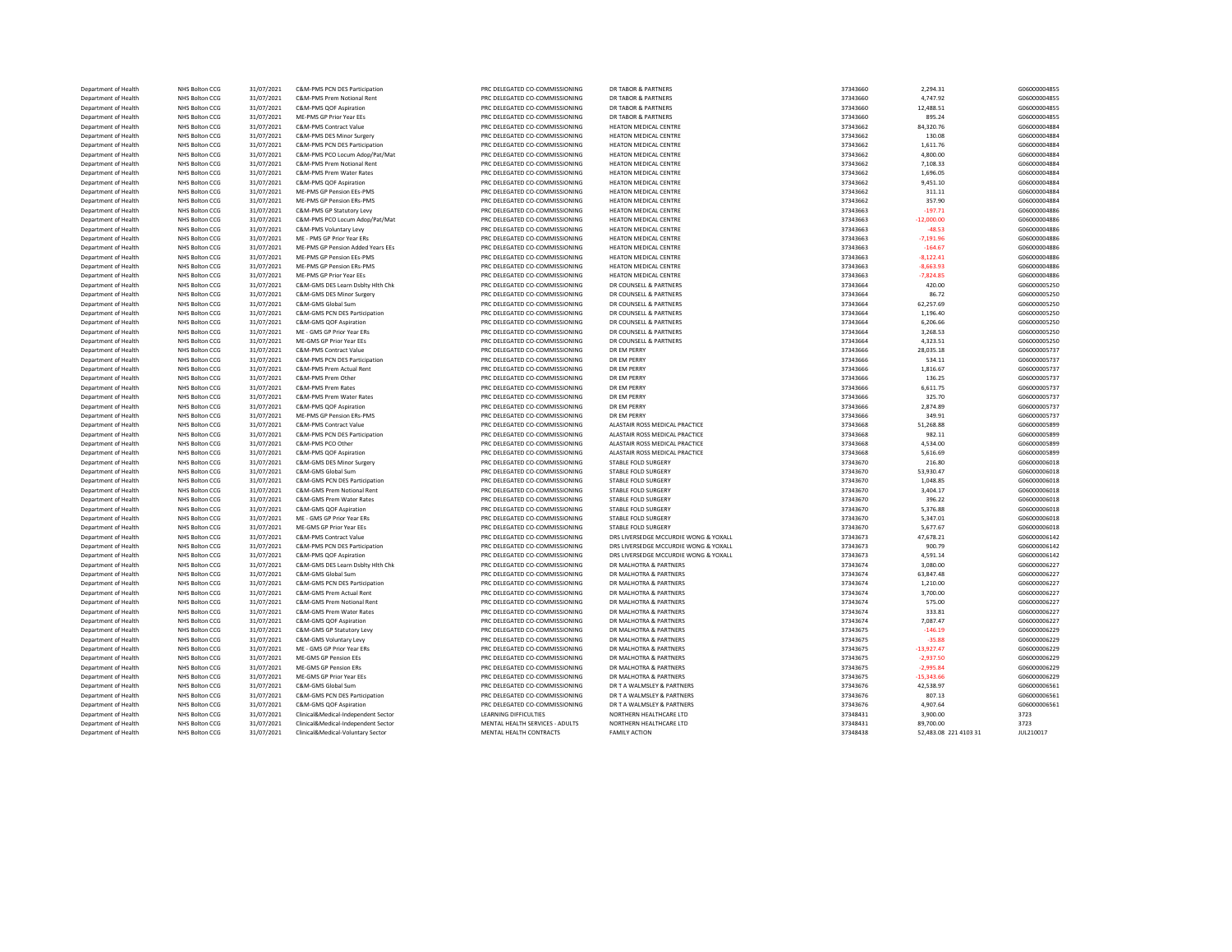| | | | | | | | | |
|---|---|---|---|---|---|---|---|---|
| Department of Health | NHS Bolton CCG | 31/07/2021 | C&M-PMS PCN DES Participation | PRC DELEGATED CO-COMMISSIONING | DR TABOR & PARTNERS | 37343660 | 2,294.31 | G06000004855 |
| Department of Health | NHS Bolton CCG | 31/07/2021 | C&M-PMS Prem Notional Rent | PRC DELEGATED CO-COMMISSIONING | DR TABOR & PARTNERS | 37343660 | 4,747.92 | G06000004855 |
| Department of Health | NHS Bolton CCG | 31/07/2021 | C&M-PMS QOF Aspiration | PRC DELEGATED CO-COMMISSIONING | DR TABOR & PARTNERS | 37343660 | 12,488.51 | G06000004855 |
| Department of Health | NHS Bolton CCG | 31/07/2021 | ME-PMS GP Prior Year EEs | PRC DELEGATED CO-COMMISSIONING | DR TABOR & PARTNERS | 37343660 | 895.24 | G06000004855 |
| Department of Health | NHS Bolton CCG | 31/07/2021 | C&M-PMS Contract Value | PRC DELEGATED CO-COMMISSIONING | HEATON MEDICAL CENTRE | 37343662 | 84,320.76 | G06000004884 |
| Department of Health | NHS Bolton CCG | 31/07/2021 | C&M-PMS DES Minor Surgery | PRC DELEGATED CO-COMMISSIONING | HEATON MEDICAL CENTRE | 37343662 | 130.08 | G06000004884 |
| Department of Health | NHS Bolton CCG | 31/07/2021 | C&M-PMS PCN DES Participation | PRC DELEGATED CO-COMMISSIONING | HEATON MEDICAL CENTRE | 37343662 | 1,611.76 | G06000004884 |
| Department of Health | NHS Bolton CCG | 31/07/2021 | C&M-PMS PCO Locum Adop/Pat/Mat | PRC DELEGATED CO-COMMISSIONING | HEATON MEDICAL CENTRE | 37343662 | 4,800.00 | G06000004884 |
| Department of Health | NHS Bolton CCG | 31/07/2021 | C&M-PMS Prem Notional Rent | PRC DELEGATED CO-COMMISSIONING | HEATON MEDICAL CENTRE | 37343662 | 7,108.33 | G06000004884 |
| Department of Health | NHS Bolton CCG | 31/07/2021 | C&M-PMS Prem Water Rates | PRC DELEGATED CO-COMMISSIONING | HEATON MEDICAL CENTRE | 37343662 | 1,696.05 | G06000004884 |
| Department of Health | NHS Bolton CCG | 31/07/2021 | C&M-PMS QOF Aspiration | PRC DELEGATED CO-COMMISSIONING | HEATON MEDICAL CENTRE | 37343662 | 9,451.10 | G06000004884 |
| Department of Health | NHS Bolton CCG | 31/07/2021 | ME-PMS GP Pension EEs-PMS | PRC DELEGATED CO-COMMISSIONING | HEATON MEDICAL CENTRE | 37343662 | 311.11 | G06000004884 |
| Department of Health | NHS Bolton CCG | 31/07/2021 | ME-PMS GP Pension ERs-PMS | PRC DELEGATED CO-COMMISSIONING | HEATON MEDICAL CENTRE | 37343662 | 357.90 | G06000004884 |
| Department of Health | NHS Bolton CCG | 31/07/2021 | C&M-PMS GP Statutory Levy | PRC DELEGATED CO-COMMISSIONING | HEATON MEDICAL CENTRE | 37343663 | -197.71 | G06000004886 |
| Department of Health | NHS Bolton CCG | 31/07/2021 | C&M-PMS PCO Locum Adop/Pat/Mat | PRC DELEGATED CO-COMMISSIONING | HEATON MEDICAL CENTRE | 37343663 | -12,000.00 | G06000004886 |
| Department of Health | NHS Bolton CCG | 31/07/2021 | C&M-PMS Voluntary Levy | PRC DELEGATED CO-COMMISSIONING | HEATON MEDICAL CENTRE | 37343663 | -48.53 | G06000004886 |
| Department of Health | NHS Bolton CCG | 31/07/2021 | ME - PMS GP Prior Year ERs | PRC DELEGATED CO-COMMISSIONING | HEATON MEDICAL CENTRE | 37343663 | -7,191.96 | G06000004886 |
| Department of Health | NHS Bolton CCG | 31/07/2021 | ME-PMS GP Pension Added Years EEs | PRC DELEGATED CO-COMMISSIONING | HEATON MEDICAL CENTRE | 37343663 | -164.67 | G06000004886 |
| Department of Health | NHS Bolton CCG | 31/07/2021 | ME-PMS GP Pension EEs-PMS | PRC DELEGATED CO-COMMISSIONING | HEATON MEDICAL CENTRE | 37343663 | -8,122.41 | G06000004886 |
| Department of Health | NHS Bolton CCG | 31/07/2021 | ME-PMS GP Pension ERs-PMS | PRC DELEGATED CO-COMMISSIONING | HEATON MEDICAL CENTRE | 37343663 | -8,663.93 | G06000004886 |
| Department of Health | NHS Bolton CCG | 31/07/2021 | ME-PMS GP Prior Year EEs | PRC DELEGATED CO-COMMISSIONING | HEATON MEDICAL CENTRE | 37343663 | -7,824.85 | G06000004886 |
| Department of Health | NHS Bolton CCG | 31/07/2021 | C&M-GMS DES Learn Dsblty Hlth Chk | PRC DELEGATED CO-COMMISSIONING | DR COUNSELL & PARTNERS | 37343664 | 420.00 | G06000005250 |
| Department of Health | NHS Bolton CCG | 31/07/2021 | C&M-GMS DES Minor Surgery | PRC DELEGATED CO-COMMISSIONING | DR COUNSELL & PARTNERS | 37343664 | 86.72 | G06000005250 |
| Department of Health | NHS Bolton CCG | 31/07/2021 | C&M-GMS Global Sum | PRC DELEGATED CO-COMMISSIONING | DR COUNSELL & PARTNERS | 37343664 | 62,257.69 | G06000005250 |
| Department of Health | NHS Bolton CCG | 31/07/2021 | C&M-GMS PCN DES Participation | PRC DELEGATED CO-COMMISSIONING | DR COUNSELL & PARTNERS | 37343664 | 1,196.40 | G06000005250 |
| Department of Health | NHS Bolton CCG | 31/07/2021 | C&M-GMS QOF Aspiration | PRC DELEGATED CO-COMMISSIONING | DR COUNSELL & PARTNERS | 37343664 | 6,206.66 | G06000005250 |
| Department of Health | NHS Bolton CCG | 31/07/2021 | ME - GMS GP Prior Year ERs | PRC DELEGATED CO-COMMISSIONING | DR COUNSELL & PARTNERS | 37343664 | 3,268.53 | G06000005250 |
| Department of Health | NHS Bolton CCG | 31/07/2021 | ME-GMS GP Prior Year EEs | PRC DELEGATED CO-COMMISSIONING | DR COUNSELL & PARTNERS | 37343664 | 4,323.51 | G06000005250 |
| Department of Health | NHS Bolton CCG | 31/07/2021 | C&M-PMS Contract Value | PRC DELEGATED CO-COMMISSIONING | DR EM PERRY | 37343666 | 28,035.18 | G06000005737 |
| Department of Health | NHS Bolton CCG | 31/07/2021 | C&M-PMS PCN DES Participation | PRC DELEGATED CO-COMMISSIONING | DR EM PERRY | 37343666 | 534.11 | G06000005737 |
| Department of Health | NHS Bolton CCG | 31/07/2021 | C&M-PMS Prem Actual Rent | PRC DELEGATED CO-COMMISSIONING | DR EM PERRY | 37343666 | 1,816.67 | G06000005737 |
| Department of Health | NHS Bolton CCG | 31/07/2021 | C&M-PMS Prem Other | PRC DELEGATED CO-COMMISSIONING | DR EM PERRY | 37343666 | 136.25 | G06000005737 |
| Department of Health | NHS Bolton CCG | 31/07/2021 | C&M-PMS Prem Rates | PRC DELEGATED CO-COMMISSIONING | DR EM PERRY | 37343666 | 6,611.75 | G06000005737 |
| Department of Health | NHS Bolton CCG | 31/07/2021 | C&M-PMS Prem Water Rates | PRC DELEGATED CO-COMMISSIONING | DR EM PERRY | 37343666 | 325.70 | G06000005737 |
| Department of Health | NHS Bolton CCG | 31/07/2021 | C&M-PMS QOF Aspiration | PRC DELEGATED CO-COMMISSIONING | DR EM PERRY | 37343666 | 2,874.89 | G06000005737 |
| Department of Health | NHS Bolton CCG | 31/07/2021 | ME-PMS GP Pension ERs-PMS | PRC DELEGATED CO-COMMISSIONING | DR EM PERRY | 37343666 | 349.91 | G06000005737 |
| Department of Health | NHS Bolton CCG | 31/07/2021 | C&M-PMS Contract Value | PRC DELEGATED CO-COMMISSIONING | ALASTAIR ROSS MEDICAL PRACTICE | 37343668 | 51,268.88 | G06000005899 |
| Department of Health | NHS Bolton CCG | 31/07/2021 | C&M-PMS PCN DES Participation | PRC DELEGATED CO-COMMISSIONING | ALASTAIR ROSS MEDICAL PRACTICE | 37343668 | 982.11 | G06000005899 |
| Department of Health | NHS Bolton CCG | 31/07/2021 | C&M-PMS PCO Other | PRC DELEGATED CO-COMMISSIONING | ALASTAIR ROSS MEDICAL PRACTICE | 37343668 | 4,534.00 | G06000005899 |
| Department of Health | NHS Bolton CCG | 31/07/2021 | C&M-PMS QOF Aspiration | PRC DELEGATED CO-COMMISSIONING | ALASTAIR ROSS MEDICAL PRACTICE | 37343668 | 5,616.69 | G06000005899 |
| Department of Health | NHS Bolton CCG | 31/07/2021 | C&M-GMS DES Minor Surgery | PRC DELEGATED CO-COMMISSIONING | STABLE FOLD SURGERY | 37343670 | 216.80 | G06000006018 |
| Department of Health | NHS Bolton CCG | 31/07/2021 | C&M-GMS Global Sum | PRC DELEGATED CO-COMMISSIONING | STABLE FOLD SURGERY | 37343670 | 53,930.47 | G06000006018 |
| Department of Health | NHS Bolton CCG | 31/07/2021 | C&M-GMS PCN DES Participation | PRC DELEGATED CO-COMMISSIONING | STABLE FOLD SURGERY | 37343670 | 1,048.85 | G06000006018 |
| Department of Health | NHS Bolton CCG | 31/07/2021 | C&M-GMS Prem Notional Rent | PRC DELEGATED CO-COMMISSIONING | STABLE FOLD SURGERY | 37343670 | 3,404.17 | G06000006018 |
| Department of Health | NHS Bolton CCG | 31/07/2021 | C&M-GMS Prem Water Rates | PRC DELEGATED CO-COMMISSIONING | STABLE FOLD SURGERY | 37343670 | 396.22 | G06000006018 |
| Department of Health | NHS Bolton CCG | 31/07/2021 | C&M-GMS QOF Aspiration | PRC DELEGATED CO-COMMISSIONING | STABLE FOLD SURGERY | 37343670 | 5,376.88 | G06000006018 |
| Department of Health | NHS Bolton CCG | 31/07/2021 | ME - GMS GP Prior Year ERs | PRC DELEGATED CO-COMMISSIONING | STABLE FOLD SURGERY | 37343670 | 5,347.01 | G06000006018 |
| Department of Health | NHS Bolton CCG | 31/07/2021 | ME-GMS GP Prior Year EEs | PRC DELEGATED CO-COMMISSIONING | STABLE FOLD SURGERY | 37343670 | 5,677.67 | G06000006018 |
| Department of Health | NHS Bolton CCG | 31/07/2021 | C&M-PMS Contract Value | PRC DELEGATED CO-COMMISSIONING | DRS LIVERSEDGE MCCURDIE WONG & YOXALL | 37343673 | 47,678.21 | G06000006142 |
| Department of Health | NHS Bolton CCG | 31/07/2021 | C&M-PMS PCN DES Participation | PRC DELEGATED CO-COMMISSIONING | DRS LIVERSEDGE MCCURDIE WONG & YOXALL | 37343673 | 900.79 | G06000006142 |
| Department of Health | NHS Bolton CCG | 31/07/2021 | C&M-PMS QOF Aspiration | PRC DELEGATED CO-COMMISSIONING | DRS LIVERSEDGE MCCURDIE WONG & YOXALL | 37343673 | 4,591.14 | G06000006142 |
| Department of Health | NHS Bolton CCG | 31/07/2021 | C&M-GMS DES Learn Dsblty Hlth Chk | PRC DELEGATED CO-COMMISSIONING | DR MALHOTRA & PARTNERS | 37343674 | 3,080.00 | G06000006227 |
| Department of Health | NHS Bolton CCG | 31/07/2021 | C&M-GMS Global Sum | PRC DELEGATED CO-COMMISSIONING | DR MALHOTRA & PARTNERS | 37343674 | 63,847.48 | G06000006227 |
| Department of Health | NHS Bolton CCG | 31/07/2021 | C&M-GMS PCN DES Participation | PRC DELEGATED CO-COMMISSIONING | DR MALHOTRA & PARTNERS | 37343674 | 1,210.00 | G06000006227 |
| Department of Health | NHS Bolton CCG | 31/07/2021 | C&M-GMS Prem Actual Rent | PRC DELEGATED CO-COMMISSIONING | DR MALHOTRA & PARTNERS | 37343674 | 3,700.00 | G06000006227 |
| Department of Health | NHS Bolton CCG | 31/07/2021 | C&M-GMS Prem Notional Rent | PRC DELEGATED CO-COMMISSIONING | DR MALHOTRA & PARTNERS | 37343674 | 575.00 | G06000006227 |
| Department of Health | NHS Bolton CCG | 31/07/2021 | C&M-GMS Prem Water Rates | PRC DELEGATED CO-COMMISSIONING | DR MALHOTRA & PARTNERS | 37343674 | 333.81 | G06000006227 |
| Department of Health | NHS Bolton CCG | 31/07/2021 | C&M-GMS QOF Aspiration | PRC DELEGATED CO-COMMISSIONING | DR MALHOTRA & PARTNERS | 37343674 | 7,087.47 | G06000006227 |
| Department of Health | NHS Bolton CCG | 31/07/2021 | C&M-GMS GP Statutory Levy | PRC DELEGATED CO-COMMISSIONING | DR MALHOTRA & PARTNERS | 37343675 | -146.19 | G06000006229 |
| Department of Health | NHS Bolton CCG | 31/07/2021 | C&M-GMS Voluntary Levy | PRC DELEGATED CO-COMMISSIONING | DR MALHOTRA & PARTNERS | 37343675 | -35.88 | G06000006229 |
| Department of Health | NHS Bolton CCG | 31/07/2021 | ME - GMS GP Prior Year ERs | PRC DELEGATED CO-COMMISSIONING | DR MALHOTRA & PARTNERS | 37343675 | -13,927.47 | G06000006229 |
| Department of Health | NHS Bolton CCG | 31/07/2021 | ME-GMS GP Pension EEs | PRC DELEGATED CO-COMMISSIONING | DR MALHOTRA & PARTNERS | 37343675 | -2,937.50 | G06000006229 |
| Department of Health | NHS Bolton CCG | 31/07/2021 | ME-GMS GP Pension ERs | PRC DELEGATED CO-COMMISSIONING | DR MALHOTRA & PARTNERS | 37343675 | -2,995.84 | G06000006229 |
| Department of Health | NHS Bolton CCG | 31/07/2021 | ME-GMS GP Prior Year EEs | PRC DELEGATED CO-COMMISSIONING | DR MALHOTRA & PARTNERS | 37343675 | -15,343.66 | G06000006229 |
| Department of Health | NHS Bolton CCG | 31/07/2021 | C&M-GMS Global Sum | PRC DELEGATED CO-COMMISSIONING | DR T A WALMSLEY & PARTNERS | 37343676 | 42,538.97 | G06000006561 |
| Department of Health | NHS Bolton CCG | 31/07/2021 | C&M-GMS PCN DES Participation | PRC DELEGATED CO-COMMISSIONING | DR T A WALMSLEY & PARTNERS | 37343676 | 807.13 | G06000006561 |
| Department of Health | NHS Bolton CCG | 31/07/2021 | C&M-GMS QOF Aspiration | PRC DELEGATED CO-COMMISSIONING | DR T A WALMSLEY & PARTNERS | 37343676 | 4,907.64 | G06000006561 |
| Department of Health | NHS Bolton CCG | 31/07/2021 | Clinical&Medical-Independent Sector | LEARNING DIFFICULTIES | NORTHERN HEALTHCARE LTD | 37348431 | 3,900.00 | 3723 |
| Department of Health | NHS Bolton CCG | 31/07/2021 | Clinical&Medical-Independent Sector | MENTAL HEALTH SERVICES - ADULTS | NORTHERN HEALTHCARE LTD | 37348431 | 89,700.00 | 3723 |
| Department of Health | NHS Bolton CCG | 31/07/2021 | Clinical&Medical-Voluntary Sector | MENTAL HEALTH CONTRACTS | FAMILY ACTION | 37348438 | 52,483.08 221 4103 31 | JUL210017 |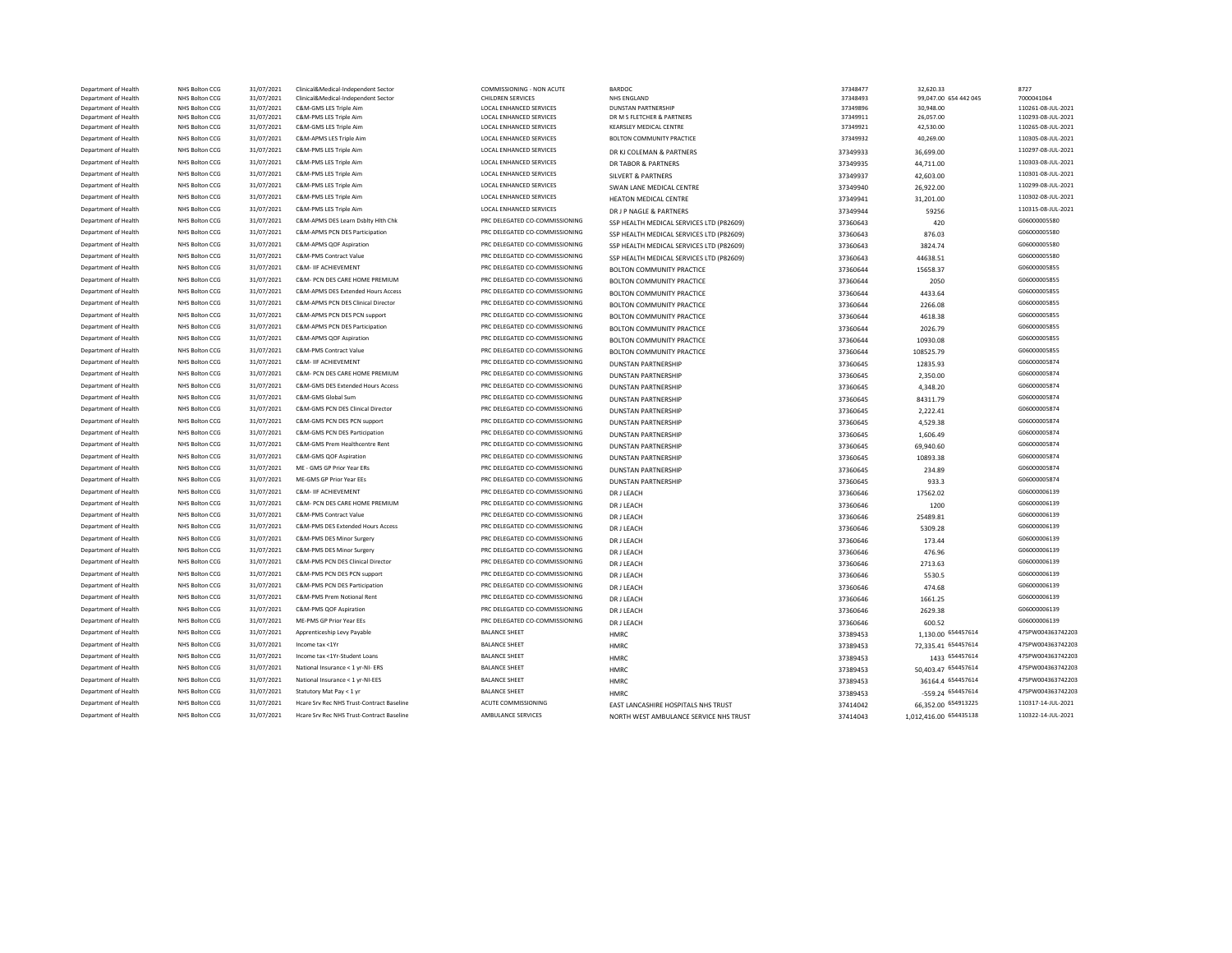| | | | | | | | | | |
|---|---|---|---|---|---|---|---|---|---|
| Department of Health | NHS Bolton CCG | 31/07/2021 | Clinical&Medical-Independent Sector | COMMISSIONING - NON ACUTE | BARDOC | 37348477 | 32,620.33 | | 8727 |
| Department of Health | NHS Bolton CCG | 31/07/2021 | Clinical&Medical-Independent Sector | CHILDREN SERVICES | NHS ENGLAND | 37348493 | 99,047.00 | 654 442 045 | 7000041064 |
| Department of Health | NHS Bolton CCG | 31/07/2021 | C&M-GMS LES Triple Aim | LOCAL ENHANCED SERVICES | DUNSTAN PARTNERSHIP | 37349896 | 30,948.00 | | 110261-08-JUL-2021 |
| Department of Health | NHS Bolton CCG | 31/07/2021 | C&M-PMS LES Triple Aim | LOCAL ENHANCED SERVICES | DR M S FLETCHER & PARTNERS | 37349911 | 26,057.00 | | 110293-08-JUL-2021 |
| Department of Health | NHS Bolton CCG | 31/07/2021 | C&M-GMS LES Triple Aim | LOCAL ENHANCED SERVICES | KEARSLEY MEDICAL CENTRE | 37349921 | 42,530.00 | | 110265-08-JUL-2021 |
| Department of Health | NHS Bolton CCG | 31/07/2021 | C&M-APMS LES Triple Aim | LOCAL ENHANCED SERVICES | BOLTON COMMUNITY PRACTICE | 37349932 | 40,269.00 | | 110305-08-JUL-2021 |
| Department of Health | NHS Bolton CCG | 31/07/2021 | C&M-PMS LES Triple Aim | LOCAL ENHANCED SERVICES | DR KJ COLEMAN & PARTNERS | 37349933 | 36,699.00 | | 110297-08-JUL-2021 |
| Department of Health | NHS Bolton CCG | 31/07/2021 | C&M-PMS LES Triple Aim | LOCAL ENHANCED SERVICES | DR TABOR & PARTNERS | 37349935 | 44,711.00 | | 110303-08-JUL-2021 |
| Department of Health | NHS Bolton CCG | 31/07/2021 | C&M-PMS LES Triple Aim | LOCAL ENHANCED SERVICES | SILVERT & PARTNERS | 37349937 | 42,603.00 | | 110301-08-JUL-2021 |
| Department of Health | NHS Bolton CCG | 31/07/2021 | C&M-PMS LES Triple Aim | LOCAL ENHANCED SERVICES | SWAN LANE MEDICAL CENTRE | 37349940 | 26,922.00 | | 110299-08-JUL-2021 |
| Department of Health | NHS Bolton CCG | 31/07/2021 | C&M-PMS LES Triple Aim | LOCAL ENHANCED SERVICES | HEATON MEDICAL CENTRE | 37349941 | 31,201.00 | | 110302-08-JUL-2021 |
| Department of Health | NHS Bolton CCG | 31/07/2021 | C&M-PMS LES Triple Aim | LOCAL ENHANCED SERVICES | DR J P NAGLE & PARTNERS | 37349944 | 59256 | | 110315-08-JUL-2021 |
| Department of Health | NHS Bolton CCG | 31/07/2021 | C&M-APMS DES Learn Dsblty Hlth Chk | PRC DELEGATED CO-COMMISSIONING | SSP HEALTH MEDICAL SERVICES LTD (P82609) | 37360643 | 420 | | G06000005580 |
| Department of Health | NHS Bolton CCG | 31/07/2021 | C&M-APMS PCN DES Participation | PRC DELEGATED CO-COMMISSIONING | SSP HEALTH MEDICAL SERVICES LTD (P82609) | 37360643 | 876.03 | | G06000005580 |
| Department of Health | NHS Bolton CCG | 31/07/2021 | C&M-APMS QOF Aspiration | PRC DELEGATED CO-COMMISSIONING | SSP HEALTH MEDICAL SERVICES LTD (P82609) | 37360643 | 3824.74 | | G06000005580 |
| Department of Health | NHS Bolton CCG | 31/07/2021 | C&M-PMS Contract Value | PRC DELEGATED CO-COMMISSIONING | SSP HEALTH MEDICAL SERVICES LTD (P82609) | 37360643 | 44638.51 | | G06000005580 |
| Department of Health | NHS Bolton CCG | 31/07/2021 | C&M- IIF ACHIEVEMENT | PRC DELEGATED CO-COMMISSIONING | BOLTON COMMUNITY PRACTICE | 37360644 | 15658.37 | | G06000005855 |
| Department of Health | NHS Bolton CCG | 31/07/2021 | C&M- PCN DES CARE HOME PREMIUM | PRC DELEGATED CO-COMMISSIONING | BOLTON COMMUNITY PRACTICE | 37360644 | 2050 | | G06000005855 |
| Department of Health | NHS Bolton CCG | 31/07/2021 | C&M-APMS DES Extended Hours Access | PRC DELEGATED CO-COMMISSIONING | BOLTON COMMUNITY PRACTICE | 37360644 | 4433.64 | | G06000005855 |
| Department of Health | NHS Bolton CCG | 31/07/2021 | C&M-APMS PCN DES Clinical Director | PRC DELEGATED CO-COMMISSIONING | BOLTON COMMUNITY PRACTICE | 37360644 | 2266.08 | | G06000005855 |
| Department of Health | NHS Bolton CCG | 31/07/2021 | C&M-APMS PCN DES PCN support | PRC DELEGATED CO-COMMISSIONING | BOLTON COMMUNITY PRACTICE | 37360644 | 4618.38 | | G06000005855 |
| Department of Health | NHS Bolton CCG | 31/07/2021 | C&M-APMS PCN DES Participation | PRC DELEGATED CO-COMMISSIONING | BOLTON COMMUNITY PRACTICE | 37360644 | 2026.79 | | G06000005855 |
| Department of Health | NHS Bolton CCG | 31/07/2021 | C&M-APMS QOF Aspiration | PRC DELEGATED CO-COMMISSIONING | BOLTON COMMUNITY PRACTICE | 37360644 | 10930.08 | | G06000005855 |
| Department of Health | NHS Bolton CCG | 31/07/2021 | C&M-PMS Contract Value | PRC DELEGATED CO-COMMISSIONING | BOLTON COMMUNITY PRACTICE | 37360644 | 108525.79 | | G06000005855 |
| Department of Health | NHS Bolton CCG | 31/07/2021 | C&M- IIF ACHIEVEMENT | PRC DELEGATED CO-COMMISSIONING | DUNSTAN PARTNERSHIP | 37360645 | 12835.93 | | G06000005874 |
| Department of Health | NHS Bolton CCG | 31/07/2021 | C&M- PCN DES CARE HOME PREMIUM | PRC DELEGATED CO-COMMISSIONING | DUNSTAN PARTNERSHIP | 37360645 | 2,350.00 | | G06000005874 |
| Department of Health | NHS Bolton CCG | 31/07/2021 | C&M-GMS DES Extended Hours Access | PRC DELEGATED CO-COMMISSIONING | DUNSTAN PARTNERSHIP | 37360645 | 4,348.20 | | G06000005874 |
| Department of Health | NHS Bolton CCG | 31/07/2021 | C&M-GMS Global Sum | PRC DELEGATED CO-COMMISSIONING | DUNSTAN PARTNERSHIP | 37360645 | 84311.79 | | G06000005874 |
| Department of Health | NHS Bolton CCG | 31/07/2021 | C&M-GMS PCN DES Clinical Director | PRC DELEGATED CO-COMMISSIONING | DUNSTAN PARTNERSHIP | 37360645 | 2,222.41 | | G06000005874 |
| Department of Health | NHS Bolton CCG | 31/07/2021 | C&M-GMS PCN DES PCN support | PRC DELEGATED CO-COMMISSIONING | DUNSTAN PARTNERSHIP | 37360645 | 4,529.38 | | G06000005874 |
| Department of Health | NHS Bolton CCG | 31/07/2021 | C&M-GMS PCN DES Participation | PRC DELEGATED CO-COMMISSIONING | DUNSTAN PARTNERSHIP | 37360645 | 1,606.49 | | G06000005874 |
| Department of Health | NHS Bolton CCG | 31/07/2021 | C&M-GMS Prem Healthcentre Rent | PRC DELEGATED CO-COMMISSIONING | DUNSTAN PARTNERSHIP | 37360645 | 69,940.60 | | G06000005874 |
| Department of Health | NHS Bolton CCG | 31/07/2021 | C&M-GMS QOF Aspiration | PRC DELEGATED CO-COMMISSIONING | DUNSTAN PARTNERSHIP | 37360645 | 10893.38 | | G06000005874 |
| Department of Health | NHS Bolton CCG | 31/07/2021 | ME - GMS GP Prior Year ERs | PRC DELEGATED CO-COMMISSIONING | DUNSTAN PARTNERSHIP | 37360645 | 234.89 | | G06000005874 |
| Department of Health | NHS Bolton CCG | 31/07/2021 | ME-GMS GP Prior Year EEs | PRC DELEGATED CO-COMMISSIONING | DUNSTAN PARTNERSHIP | 37360645 | 933.3 | | G06000005874 |
| Department of Health | NHS Bolton CCG | 31/07/2021 | C&M- IIF ACHIEVEMENT | PRC DELEGATED CO-COMMISSIONING | DR J LEACH | 37360646 | 17562.02 | | G06000006139 |
| Department of Health | NHS Bolton CCG | 31/07/2021 | C&M- PCN DES CARE HOME PREMIUM | PRC DELEGATED CO-COMMISSIONING | DR J LEACH | 37360646 | 1200 | | G06000006139 |
| Department of Health | NHS Bolton CCG | 31/07/2021 | C&M-PMS Contract Value | PRC DELEGATED CO-COMMISSIONING | DR J LEACH | 37360646 | 25489.81 | | G06000006139 |
| Department of Health | NHS Bolton CCG | 31/07/2021 | C&M-PMS DES Extended Hours Access | PRC DELEGATED CO-COMMISSIONING | DR J LEACH | 37360646 | 5309.28 | | G06000006139 |
| Department of Health | NHS Bolton CCG | 31/07/2021 | C&M-PMS DES Minor Surgery | PRC DELEGATED CO-COMMISSIONING | DR J LEACH | 37360646 | 173.44 | | G06000006139 |
| Department of Health | NHS Bolton CCG | 31/07/2021 | C&M-PMS DES Minor Surgery | PRC DELEGATED CO-COMMISSIONING | DR J LEACH | 37360646 | 476.96 | | G06000006139 |
| Department of Health | NHS Bolton CCG | 31/07/2021 | C&M-PMS PCN DES Clinical Director | PRC DELEGATED CO-COMMISSIONING | DR J LEACH | 37360646 | 2713.63 | | G06000006139 |
| Department of Health | NHS Bolton CCG | 31/07/2021 | C&M-PMS PCN DES PCN support | PRC DELEGATED CO-COMMISSIONING | DR J LEACH | 37360646 | 5530.5 | | G06000006139 |
| Department of Health | NHS Bolton CCG | 31/07/2021 | C&M-PMS PCN DES Participation | PRC DELEGATED CO-COMMISSIONING | DR J LEACH | 37360646 | 474.68 | | G06000006139 |
| Department of Health | NHS Bolton CCG | 31/07/2021 | C&M-PMS Prem Notional Rent | PRC DELEGATED CO-COMMISSIONING | DR J LEACH | 37360646 | 1661.25 | | G06000006139 |
| Department of Health | NHS Bolton CCG | 31/07/2021 | C&M-PMS QOF Aspiration | PRC DELEGATED CO-COMMISSIONING | DR J LEACH | 37360646 | 2629.38 | | G06000006139 |
| Department of Health | NHS Bolton CCG | 31/07/2021 | ME-PMS GP Prior Year EEs | PRC DELEGATED CO-COMMISSIONING | DR J LEACH | 37360646 | 600.52 | | G06000006139 |
| Department of Health | NHS Bolton CCG | 31/07/2021 | Apprenticeship Levy Payable | BALANCE SHEET | HMRC | 37389453 | 1,130.00 | 654457614 | 475PW004363742203 |
| Department of Health | NHS Bolton CCG | 31/07/2021 | Income tax <1Yr | BALANCE SHEET | HMRC | 37389453 | 72,335.41 | 654457614 | 475PW004363742203 |
| Department of Health | NHS Bolton CCG | 31/07/2021 | Income tax <1Yr-Student Loans | BALANCE SHEET | HMRC | 37389453 | 1433 | 654457614 | 475PW004363742203 |
| Department of Health | NHS Bolton CCG | 31/07/2021 | National Insurance < 1 yr-NI- ERS | BALANCE SHEET | HMRC | 37389453 | 50,403.47 | 654457614 | 475PW004363742203 |
| Department of Health | NHS Bolton CCG | 31/07/2021 | National Insurance < 1 yr-NI-EES | BALANCE SHEET | HMRC | 37389453 | 36164.4 | 654457614 | 475PW004363742203 |
| Department of Health | NHS Bolton CCG | 31/07/2021 | Statutory Mat Pay < 1 yr | BALANCE SHEET | HMRC | 37389453 | -559.24 | 654457614 | 475PW004363742203 |
| Department of Health | NHS Bolton CCG | 31/07/2021 | Hcare Srv Rec NHS Trust-Contract Baseline | ACUTE COMMISSIONING | EAST LANCASHIRE HOSPITALS NHS TRUST | 37414042 | 66,352.00 | 654913225 | 110317-14-JUL-2021 |
| Department of Health | NHS Bolton CCG | 31/07/2021 | Hcare Srv Rec NHS Trust-Contract Baseline | AMBULANCE SERVICES | NORTH WEST AMBULANCE SERVICE NHS TRUST | 37414043 | 1,012,416.00 | 654435138 | 110322-14-JUL-2021 |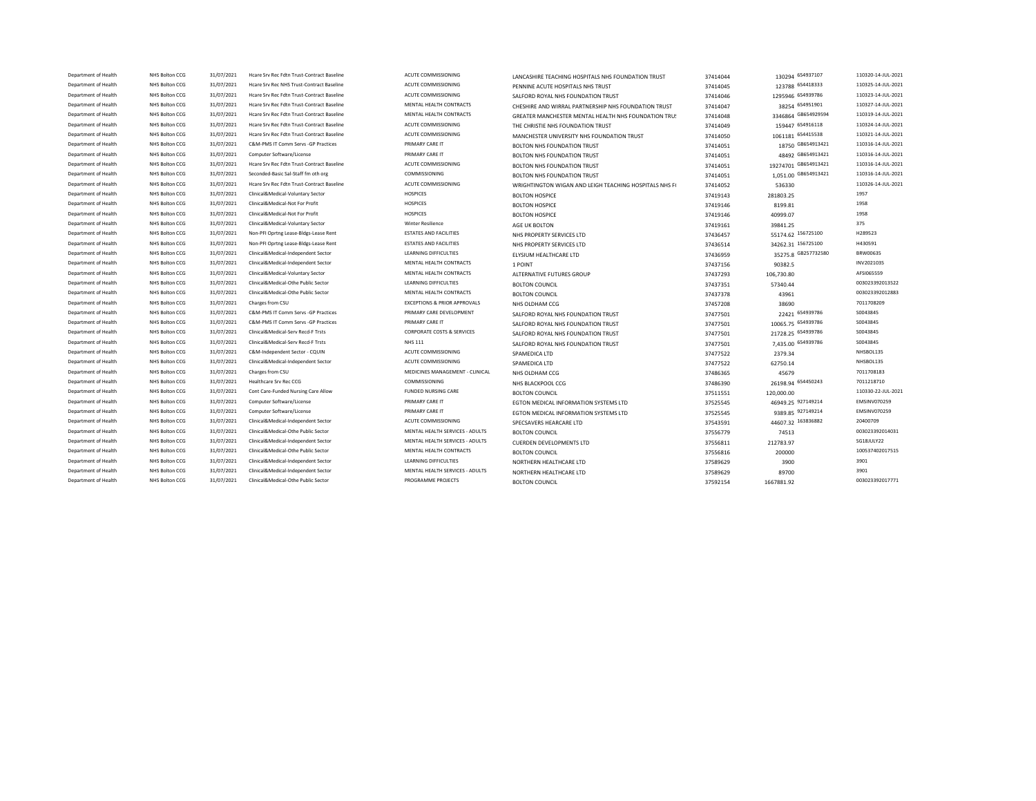| | | | | | | | | | |
|---|---|---|---|---|---|---|---|---|---|
| Department of Health | NHS Bolton CCG | 31/07/2021 | Hcare Srv Rec Fdtn Trust-Contract Baseline | ACUTE COMMISSIONING | LANCASHIRE TEACHING HOSPITALS NHS FOUNDATION TRUST | 37414044 | 130294 | 654937107 | 110320-14-JUL-2021 |
| Department of Health | NHS Bolton CCG | 31/07/2021 | Hcare Srv Rec NHS Trust-Contract Baseline | ACUTE COMMISSIONING | PENNINE ACUTE HOSPITALS NHS TRUST | 37414045 | 123788 | 654418333 | 110325-14-JUL-2021 |
| Department of Health | NHS Bolton CCG | 31/07/2021 | Hcare Srv Rec Fdtn Trust-Contract Baseline | ACUTE COMMISSIONING | SALFORD ROYAL NHS FOUNDATION TRUST | 37414046 | 1295946 | 654939786 | 110323-14-JUL-2021 |
| Department of Health | NHS Bolton CCG | 31/07/2021 | Hcare Srv Rec Fdtn Trust-Contract Baseline | MENTAL HEALTH CONTRACTS | CHESHIRE AND WIRRAL PARTNERSHIP NHS FOUNDATION TRUST | 37414047 | 38254 | 654951901 | 110327-14-JUL-2021 |
| Department of Health | NHS Bolton CCG | 31/07/2021 | Hcare Srv Rec Fdtn Trust-Contract Baseline | MENTAL HEALTH CONTRACTS | GREATER MANCHESTER MENTAL HEALTH NHS FOUNDATION TRUS | 37414048 | 3346864 | GB654929594 | 110319-14-JUL-2021 |
| Department of Health | NHS Bolton CCG | 31/07/2021 | Hcare Srv Rec Fdtn Trust-Contract Baseline | ACUTE COMMISSIONING | THE CHRISTIE NHS FOUNDATION TRUST | 37414049 | 159447 | 654916118 | 110324-14-JUL-2021 |
| Department of Health | NHS Bolton CCG | 31/07/2021 | Hcare Srv Rec Fdtn Trust-Contract Baseline | ACUTE COMMISSIONING | MANCHESTER UNIVERSITY NHS FOUNDATION TRUST | 37414050 | 1061181 | 654415538 | 110321-14-JUL-2021 |
| Department of Health | NHS Bolton CCG | 31/07/2021 | C&M-PMS IT Comm Servs -GP Practices | PRIMARY CARE IT | BOLTON NHS FOUNDATION TRUST | 37414051 | 18750 | GB654913421 | 110316-14-JUL-2021 |
| Department of Health | NHS Bolton CCG | 31/07/2021 | Computer Software/License | PRIMARY CARE IT | BOLTON NHS FOUNDATION TRUST | 37414051 | 48492 | GB654913421 | 110316-14-JUL-2021 |
| Department of Health | NHS Bolton CCG | 31/07/2021 | Hcare Srv Rec Fdtn Trust-Contract Baseline | ACUTE COMMISSIONING | BOLTON NHS FOUNDATION TRUST | 37414051 | 19274701 | GB654913421 | 110316-14-JUL-2021 |
| Department of Health | NHS Bolton CCG | 31/07/2021 | Seconded-Basic Sal-Staff fm oth org | COMMISSIONING | BOLTON NHS FOUNDATION TRUST | 37414051 | 1,051.00 | GB654913421 | 110316-14-JUL-2021 |
| Department of Health | NHS Bolton CCG | 31/07/2021 | Hcare Srv Rec Fdtn Trust-Contract Baseline | ACUTE COMMISSIONING | WRIGHTINGTON WIGAN AND LEIGH TEACHING HOSPITALS NHS FI | 37414052 | 536330 | | 110326-14-JUL-2021 |
| Department of Health | NHS Bolton CCG | 31/07/2021 | Clinical&Medical-Voluntary Sector | HOSPICES | BOLTON HOSPICE | 37419143 | 281803.25 | | 1957 |
| Department of Health | NHS Bolton CCG | 31/07/2021 | Clinical&Medical-Not For Profit | HOSPICES | BOLTON HOSPICE | 37419146 | 8199.81 | | 1958 |
| Department of Health | NHS Bolton CCG | 31/07/2021 | Clinical&Medical-Not For Profit | HOSPICES | BOLTON HOSPICE | 37419146 | 40999.07 | | 1958 |
| Department of Health | NHS Bolton CCG | 31/07/2021 | Clinical&Medical-Voluntary Sector | Winter Resilience | AGE UK BOLTON | 37419161 | 39841.25 | | 375 |
| Department of Health | NHS Bolton CCG | 31/07/2021 | Non-PFI Oprtng Lease-Bldgs-Lease Rent | ESTATES AND FACILITIES | NHS PROPERTY SERVICES LTD | 37436457 | 55174.62 | 156725100 | H289523 |
| Department of Health | NHS Bolton CCG | 31/07/2021 | Non-PFI Oprtng Lease-Bldgs-Lease Rent | ESTATES AND FACILITIES | NHS PROPERTY SERVICES LTD | 37436514 | 34262.31 | 156725100 | H430591 |
| Department of Health | NHS Bolton CCG | 31/07/2021 | Clinical&Medical-Independent Sector | LEARNING DIFFICULTIES | ELYSIUM HEALTHCARE LTD | 37436959 | 35275.8 | GB257732580 | BRW00635 |
| Department of Health | NHS Bolton CCG | 31/07/2021 | Clinical&Medical-Independent Sector | MENTAL HEALTH CONTRACTS | 1 POINT | 37437156 | 90382.5 | | INV2021035 |
| Department of Health | NHS Bolton CCG | 31/07/2021 | Clinical&Medical-Voluntary Sector | MENTAL HEALTH CONTRACTS | ALTERNATIVE FUTURES GROUP | 37437293 | 106,730.80 | | AFSI065559 |
| Department of Health | NHS Bolton CCG | 31/07/2021 | Clinical&Medical-Othe Public Sector | LEARNING DIFFICULTIES | BOLTON COUNCIL | 37437351 | 57340.44 | | 003023392013522 |
| Department of Health | NHS Bolton CCG | 31/07/2021 | Clinical&Medical-Othe Public Sector | MENTAL HEALTH CONTRACTS | BOLTON COUNCIL | 37437378 | 43961 | | 003023392012883 |
| Department of Health | NHS Bolton CCG | 31/07/2021 | Charges from CSU | EXCEPTIONS & PRIOR APPROVALS | NHS OLDHAM CCG | 37457208 | 38690 | | 7011708209 |
| Department of Health | NHS Bolton CCG | 31/07/2021 | C&M-PMS IT Comm Servs -GP Practices | PRIMARY CARE DEVELOPMENT | SALFORD ROYAL NHS FOUNDATION TRUST | 37477501 | 22421 | 654939786 | S0043845 |
| Department of Health | NHS Bolton CCG | 31/07/2021 | C&M-PMS IT Comm Servs -GP Practices | PRIMARY CARE IT | SALFORD ROYAL NHS FOUNDATION TRUST | 37477501 | 10065.75 | 654939786 | S0043845 |
| Department of Health | NHS Bolton CCG | 31/07/2021 | Clinical&Medical-Serv Recd-F Trsts | CORPORATE COSTS & SERVICES | SALFORD ROYAL NHS FOUNDATION TRUST | 37477501 | 21728.25 | 654939786 | S0043845 |
| Department of Health | NHS Bolton CCG | 31/07/2021 | Clinical&Medical-Serv Recd-F Trsts | NHS 111 | SALFORD ROYAL NHS FOUNDATION TRUST | 37477501 | 7,435.00 | 654939786 | S0043845 |
| Department of Health | NHS Bolton CCG | 31/07/2021 | C&M-Independent Sector - CQUIN | ACUTE COMMISSIONING | SPAMEDICA LTD | 37477522 | 2379.34 | | NHSBOL135 |
| Department of Health | NHS Bolton CCG | 31/07/2021 | Clinical&Medical-Independent Sector | ACUTE COMMISSIONING | SPAMEDICA LTD | 37477522 | 62750.14 | | NHSBOL135 |
| Department of Health | NHS Bolton CCG | 31/07/2021 | Charges from CSU | MEDICINES MANAGEMENT - CLINICAL | NHS OLDHAM CCG | 37486365 | 45679 | | 7011708183 |
| Department of Health | NHS Bolton CCG | 31/07/2021 | Healthcare Srv Rec CCG | COMMISSIONING | NHS BLACKPOOL CCG | 37486390 | 26198.94 | 654450243 | 7011218710 |
| Department of Health | NHS Bolton CCG | 31/07/2021 | Cont Care-Funded Nursing Care Allow | FUNDED NURSING CARE | BOLTON COUNCIL | 37511551 | 120,000.00 | | 110330-22-JUL-2021 |
| Department of Health | NHS Bolton CCG | 31/07/2021 | Computer Software/License | PRIMARY CARE IT | EGTON MEDICAL INFORMATION SYSTEMS LTD | 37525545 | 46949.25 | 927149214 | EMSINV070259 |
| Department of Health | NHS Bolton CCG | 31/07/2021 | Computer Software/License | PRIMARY CARE IT | EGTON MEDICAL INFORMATION SYSTEMS LTD | 37525545 | 9389.85 | 927149214 | EMSINV070259 |
| Department of Health | NHS Bolton CCG | 31/07/2021 | Clinical&Medical-Independent Sector | ACUTE COMMISSIONING | SPECSAVERS HEARCARE LTD | 37543591 | 44607.32 | 163836882 | 20400709 |
| Department of Health | NHS Bolton CCG | 31/07/2021 | Clinical&Medical-Othe Public Sector | MENTAL HEALTH SERVICES - ADULTS | BOLTON COUNCIL | 37556779 | 74513 | | 003023392014031 |
| Department of Health | NHS Bolton CCG | 31/07/2021 | Clinical&Medical-Independent Sector | MENTAL HEALTH SERVICES - ADULTS | CUERDEN DEVELOPMENTS LTD | 37556811 | 212783.97 | | SG18JULY22 |
| Department of Health | NHS Bolton CCG | 31/07/2021 | Clinical&Medical-Othe Public Sector | MENTAL HEALTH CONTRACTS | BOLTON COUNCIL | 37556816 | 200000 | | 100537402017515 |
| Department of Health | NHS Bolton CCG | 31/07/2021 | Clinical&Medical-Independent Sector | LEARNING DIFFICULTIES | NORTHERN HEALTHCARE LTD | 37589629 | 3900 | | 3901 |
| Department of Health | NHS Bolton CCG | 31/07/2021 | Clinical&Medical-Independent Sector | MENTAL HEALTH SERVICES - ADULTS | NORTHERN HEALTHCARE LTD | 37589629 | 89700 | | 3901 |
| Department of Health | NHS Bolton CCG | 31/07/2021 | Clinical&Medical-Othe Public Sector | PROGRAMME PROJECTS | BOLTON COUNCIL | 37592154 | 1667881.92 | | 003023392017771 |